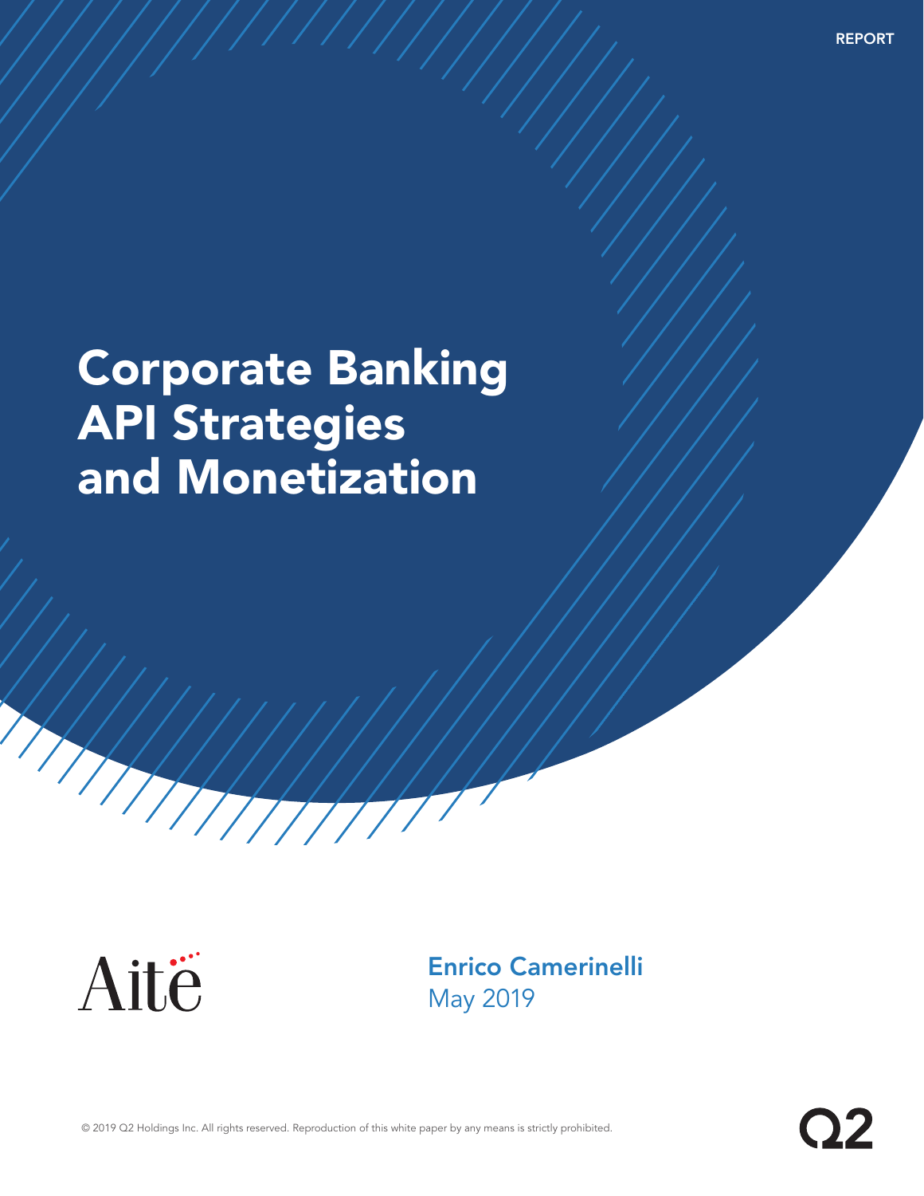REPORT

# Corporate Banking API Strategies and Monetization

Aite

**Enrico Camerinelli**
May 2019

© 2019 Q2 Holdings Inc. All rights reserved. Reproduction of this white paper by any means is strictly prohibited.

Q2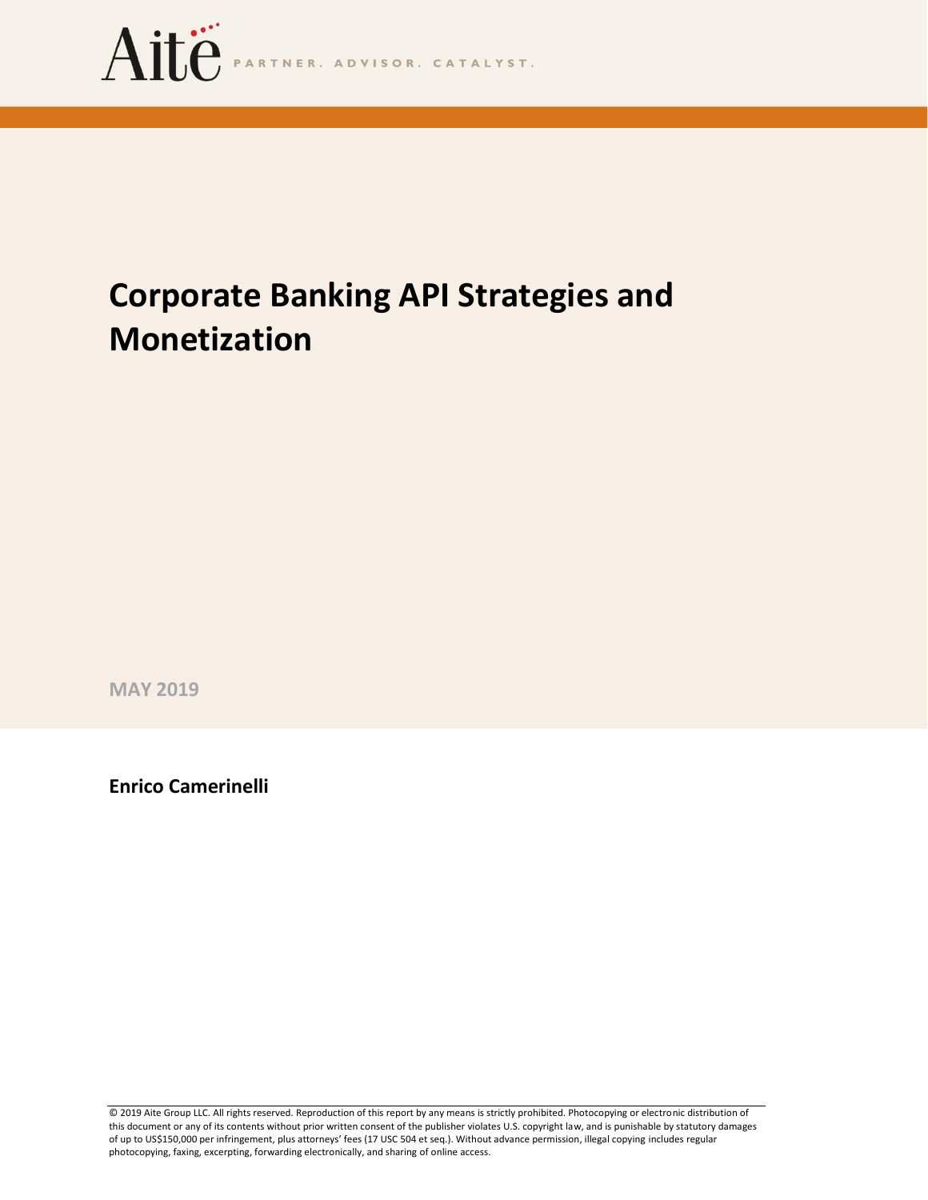# Corporate Banking API Strategies and Monetization

**MAY 2019**

**Enrico Camerinelli**

© 2019 Aite Group LLC. All rights reserved. Reproduction of this report by any means is strictly prohibited. Photocopying or electronic distribution of this document or any of its contents without prior written consent of the publisher violates U.S. copyright law, and is punishable by statutory damages of up to US$150,000 per infringement, plus attorneys' fees (17 USC 504 et seq.). Without advance permission, illegal copying includes regular photocopying, faxing, excerpting, forwarding electronically, and sharing of online access.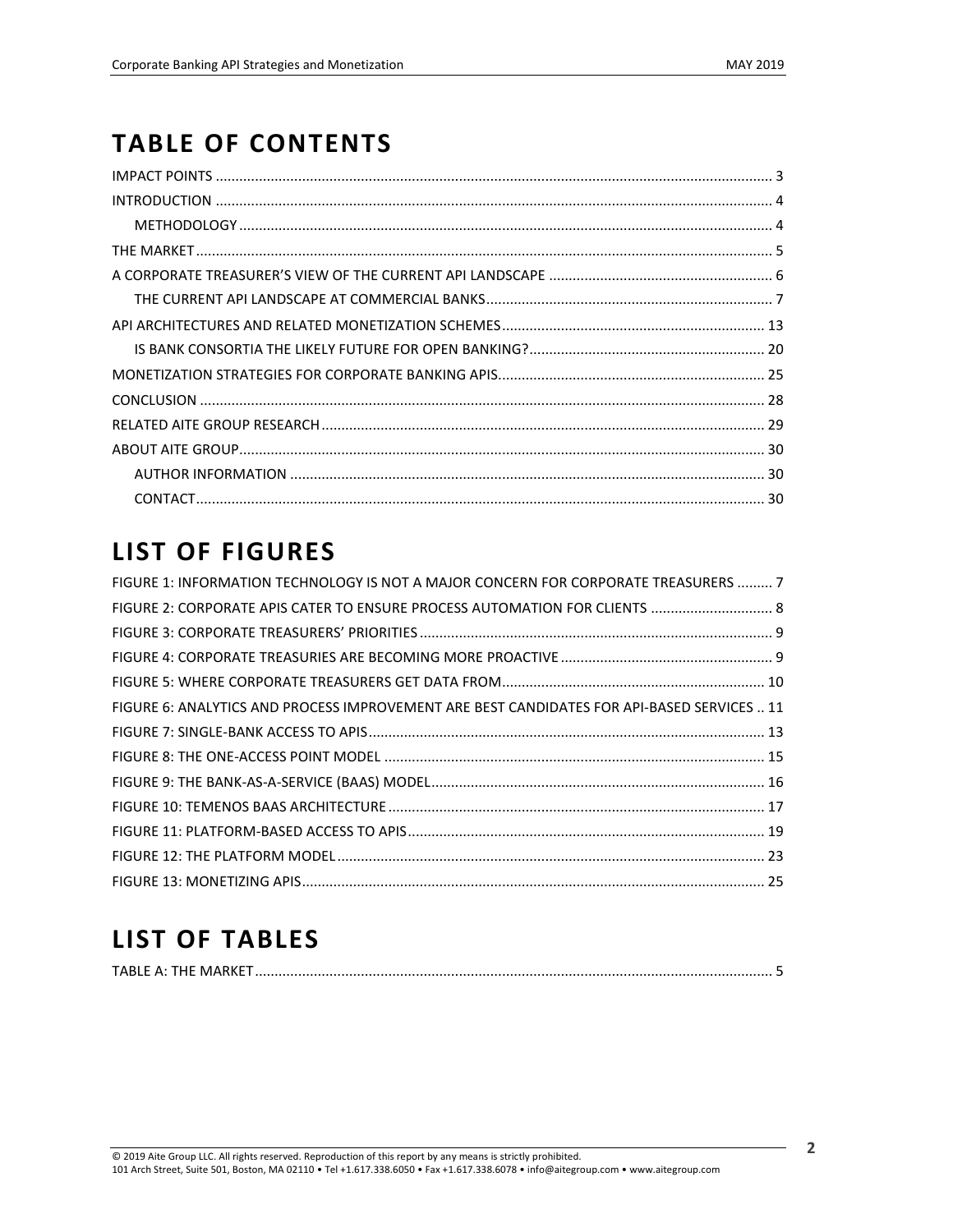# TABLE OF CONTENTS

IMPACT POINTS ............................................................................................................................................ 3
INTRODUCTION ............................................................................................................................................ 4
  METHODOLOGY ....................................................................................................................................... 4
THE MARKET ................................................................................................................................................. 5
A CORPORATE TREASURER'S VIEW OF THE CURRENT API LANDSCAPE ........................................................ 6
  THE CURRENT API LANDSCAPE AT COMMERCIAL BANKS ......................................................................... 7
API ARCHITECTURES AND RELATED MONETIZATION SCHEMES .................................................................. 13
  IS BANK CONSORTIA THE LIKELY FUTURE FOR OPEN BANKING? ............................................................ 20
MONETIZATION STRATEGIES FOR CORPORATE BANKING APIS .................................................................... 25
CONCLUSION .............................................................................................................................................. 28
RELATED AITE GROUP RESEARCH ................................................................................................................ 29
ABOUT AITE GROUP ..................................................................................................................................... 30
  AUTHOR INFORMATION ........................................................................................................................ 30
  CONTACT ................................................................................................................................................ 30

# LIST OF FIGURES

FIGURE 1: INFORMATION TECHNOLOGY IS NOT A MAJOR CONCERN FOR CORPORATE TREASURERS ......... 7
FIGURE 2: CORPORATE APIS CATER TO ENSURE PROCESS AUTOMATION FOR CLIENTS ............................... 8
FIGURE 3: CORPORATE TREASURERS' PRIORITIES ......................................................................................... 9
FIGURE 4: CORPORATE TREASURIES ARE BECOMING MORE PROACTIVE ...................................................... 9
FIGURE 5: WHERE CORPORATE TREASURERS GET DATA FROM .................................................................. 10
FIGURE 6: ANALYTICS AND PROCESS IMPROVEMENT ARE BEST CANDIDATES FOR API-BASED SERVICES .. 11
FIGURE 7: SINGLE-BANK ACCESS TO APIS .................................................................................................... 13
FIGURE 8: THE ONE-ACCESS POINT MODEL ................................................................................................ 15
FIGURE 9: THE BANK-AS-A-SERVICE (BAAS) MODEL .................................................................................... 16
FIGURE 10: TEMENOS BAAS ARCHITECTURE ............................................................................................... 17
FIGURE 11: PLATFORM-BASED ACCESS TO APIS .......................................................................................... 19
FIGURE 12: THE PLATFORM MODEL ............................................................................................................ 23
FIGURE 13: MONETIZING APIS ..................................................................................................................... 25

# LIST OF TABLES

TABLE A: THE MARKET ................................................................................................................................... 5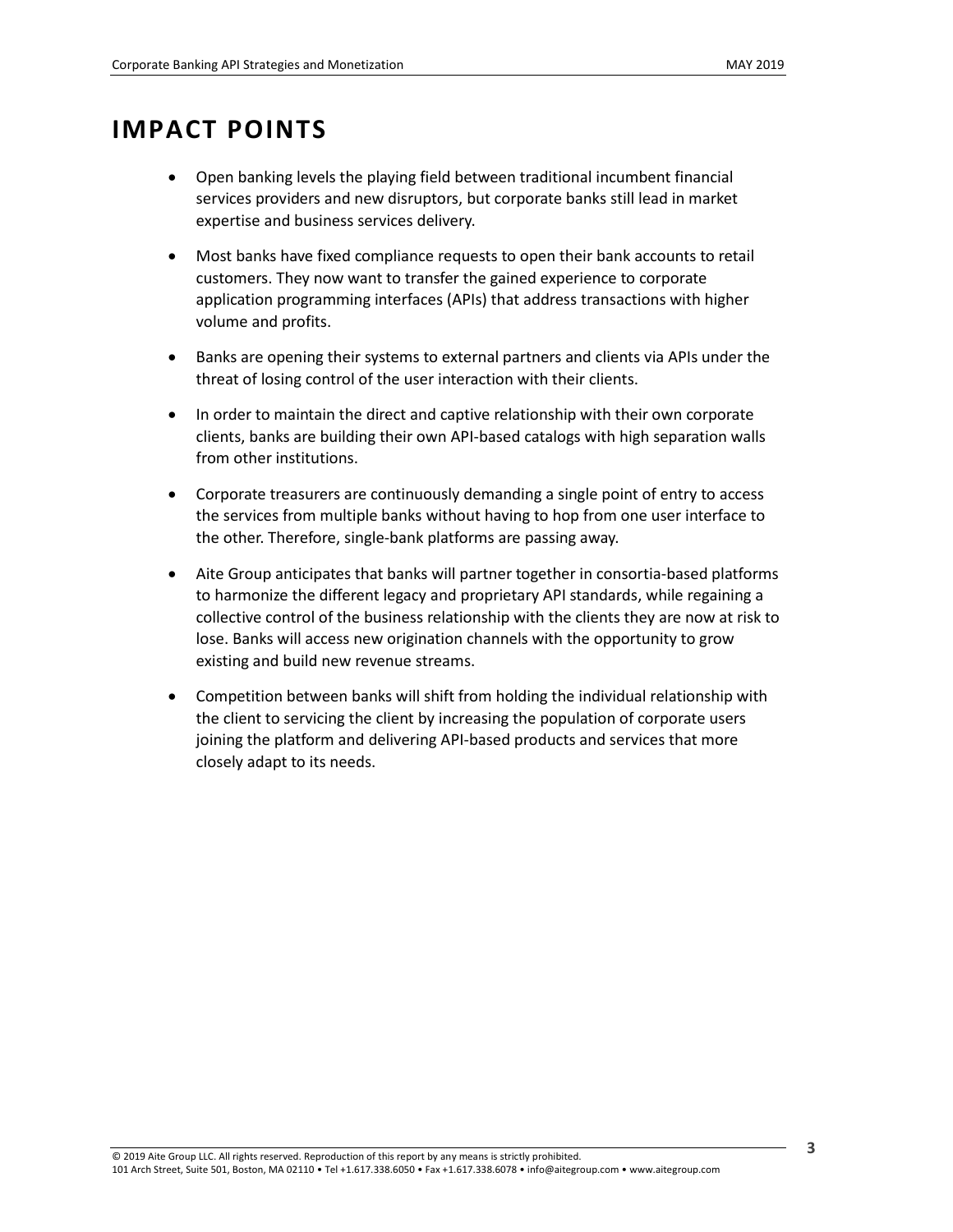# IMPACT POINTS

- Open banking levels the playing field between traditional incumbent financial services providers and new disruptors, but corporate banks still lead in market expertise and business services delivery.
- Most banks have fixed compliance requests to open their bank accounts to retail customers. They now want to transfer the gained experience to corporate application programming interfaces (APIs) that address transactions with higher volume and profits.
- Banks are opening their systems to external partners and clients via APIs under the threat of losing control of the user interaction with their clients.
- In order to maintain the direct and captive relationship with their own corporate clients, banks are building their own API-based catalogs with high separation walls from other institutions.
- Corporate treasurers are continuously demanding a single point of entry to access the services from multiple banks without having to hop from one user interface to the other. Therefore, single-bank platforms are passing away.
- Aite Group anticipates that banks will partner together in consortia-based platforms to harmonize the different legacy and proprietary API standards, while regaining a collective control of the business relationship with the clients they are now at risk to lose. Banks will access new origination channels with the opportunity to grow existing and build new revenue streams.
- Competition between banks will shift from holding the individual relationship with the client to servicing the client by increasing the population of corporate users joining the platform and delivering API-based products and services that more closely adapt to its needs.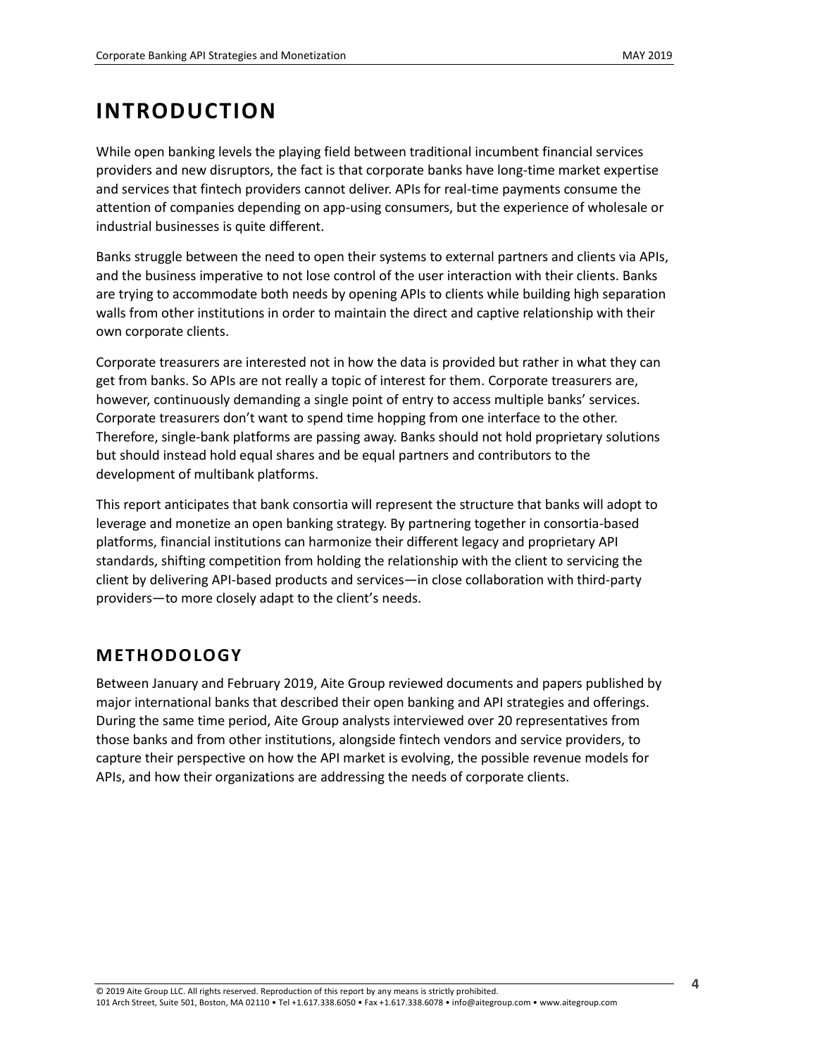# INTRODUCTION

While open banking levels the playing field between traditional incumbent financial services providers and new disruptors, the fact is that corporate banks have long-time market expertise and services that fintech providers cannot deliver. APIs for real-time payments consume the attention of companies depending on app-using consumers, but the experience of wholesale or industrial businesses is quite different.

Banks struggle between the need to open their systems to external partners and clients via APIs, and the business imperative to not lose control of the user interaction with their clients. Banks are trying to accommodate both needs by opening APIs to clients while building high separation walls from other institutions in order to maintain the direct and captive relationship with their own corporate clients.

Corporate treasurers are interested not in how the data is provided but rather in what they can get from banks. So APIs are not really a topic of interest for them. Corporate treasurers are, however, continuously demanding a single point of entry to access multiple banks' services. Corporate treasurers don't want to spend time hopping from one interface to the other. Therefore, single-bank platforms are passing away. Banks should not hold proprietary solutions but should instead hold equal shares and be equal partners and contributors to the development of multibank platforms.

This report anticipates that bank consortia will represent the structure that banks will adopt to leverage and monetize an open banking strategy. By partnering together in consortia-based platforms, financial institutions can harmonize their different legacy and proprietary API standards, shifting competition from holding the relationship with the client to servicing the client by delivering API-based products and services—in close collaboration with third-party providers—to more closely adapt to the client's needs.

## METHODOLOGY

Between January and February 2019, Aite Group reviewed documents and papers published by major international banks that described their open banking and API strategies and offerings. During the same time period, Aite Group analysts interviewed over 20 representatives from those banks and from other institutions, alongside fintech vendors and service providers, to capture their perspective on how the API market is evolving, the possible revenue models for APIs, and how their organizations are addressing the needs of corporate clients.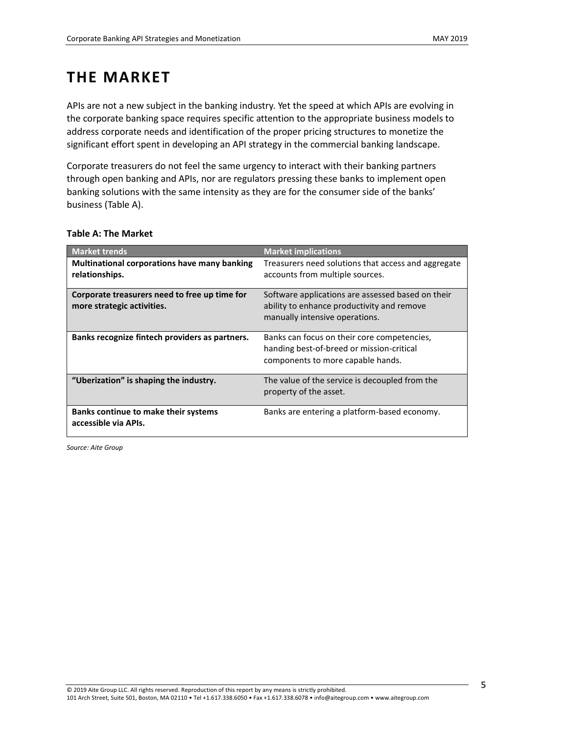# THE MARKET

APIs are not a new subject in the banking industry. Yet the speed at which APIs are evolving in the corporate banking space requires specific attention to the appropriate business models to address corporate needs and identification of the proper pricing structures to monetize the significant effort spent in developing an API strategy in the commercial banking landscape.

Corporate treasurers do not feel the same urgency to interact with their banking partners through open banking and APIs, nor are regulators pressing these banks to implement open banking solutions with the same intensity as they are for the consumer side of the banks' business (Table A).

**Table A: The Market**

| Market trends | Market implications |
|---|---|
| **Multinational corporations have many banking relationships.** | Treasurers need solutions that access and aggregate accounts from multiple sources. |
| **Corporate treasurers need to free up time for more strategic activities.** | Software applications are assessed based on their ability to enhance productivity and remove manually intensive operations. |
| **Banks recognize fintech providers as partners.** | Banks can focus on their core competencies, handing best-of-breed or mission-critical components to more capable hands. |
| **"Uberization" is shaping the industry.** | The value of the service is decoupled from the property of the asset. |
| **Banks continue to make their systems accessible via APIs.** | Banks are entering a platform-based economy. |

*Source: Aite Group*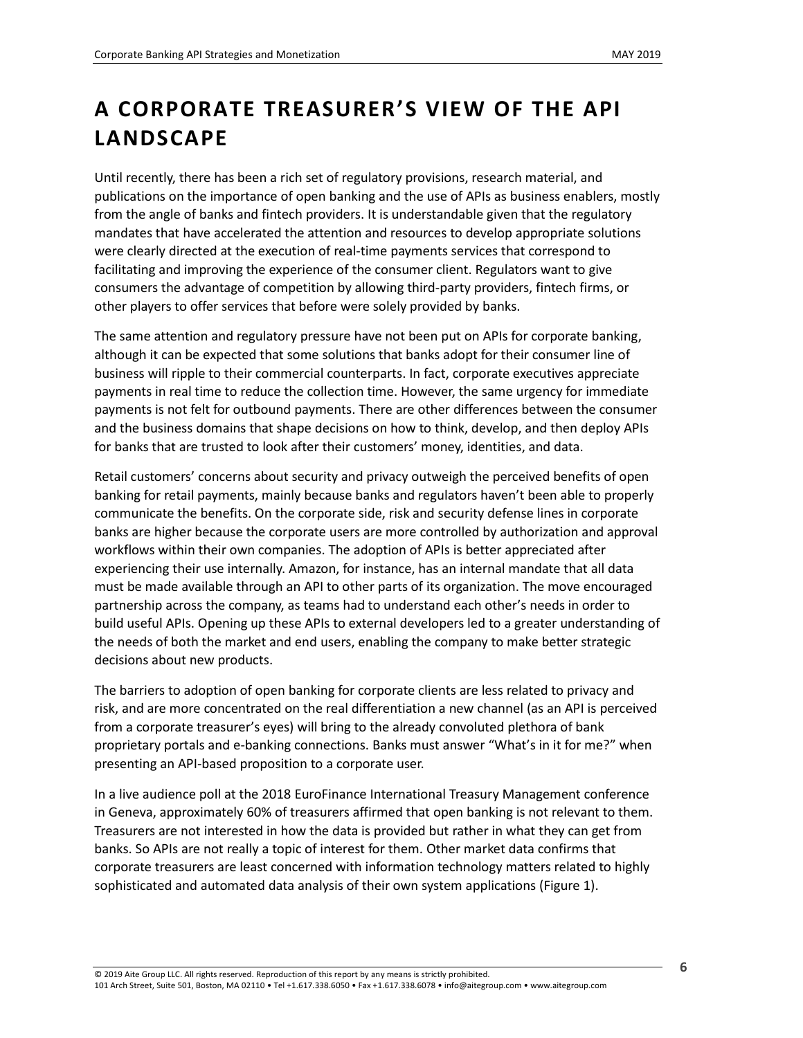# A CORPORATE TREASURER'S VIEW OF THE API LANDSCAPE

Until recently, there has been a rich set of regulatory provisions, research material, and publications on the importance of open banking and the use of APIs as business enablers, mostly from the angle of banks and fintech providers. It is understandable given that the regulatory mandates that have accelerated the attention and resources to develop appropriate solutions were clearly directed at the execution of real-time payments services that correspond to facilitating and improving the experience of the consumer client. Regulators want to give consumers the advantage of competition by allowing third-party providers, fintech firms, or other players to offer services that before were solely provided by banks.

The same attention and regulatory pressure have not been put on APIs for corporate banking, although it can be expected that some solutions that banks adopt for their consumer line of business will ripple to their commercial counterparts. In fact, corporate executives appreciate payments in real time to reduce the collection time. However, the same urgency for immediate payments is not felt for outbound payments. There are other differences between the consumer and the business domains that shape decisions on how to think, develop, and then deploy APIs for banks that are trusted to look after their customers' money, identities, and data.

Retail customers' concerns about security and privacy outweigh the perceived benefits of open banking for retail payments, mainly because banks and regulators haven't been able to properly communicate the benefits. On the corporate side, risk and security defense lines in corporate banks are higher because the corporate users are more controlled by authorization and approval workflows within their own companies. The adoption of APIs is better appreciated after experiencing their use internally. Amazon, for instance, has an internal mandate that all data must be made available through an API to other parts of its organization. The move encouraged partnership across the company, as teams had to understand each other's needs in order to build useful APIs. Opening up these APIs to external developers led to a greater understanding of the needs of both the market and end users, enabling the company to make better strategic decisions about new products.

The barriers to adoption of open banking for corporate clients are less related to privacy and risk, and are more concentrated on the real differentiation a new channel (as an API is perceived from a corporate treasurer's eyes) will bring to the already convoluted plethora of bank proprietary portals and e-banking connections. Banks must answer "What's in it for me?" when presenting an API-based proposition to a corporate user.

In a live audience poll at the 2018 EuroFinance International Treasury Management conference in Geneva, approximately 60% of treasurers affirmed that open banking is not relevant to them. Treasurers are not interested in how the data is provided but rather in what they can get from banks. So APIs are not really a topic of interest for them. Other market data confirms that corporate treasurers are least concerned with information technology matters related to highly sophisticated and automated data analysis of their own system applications (Figure 1).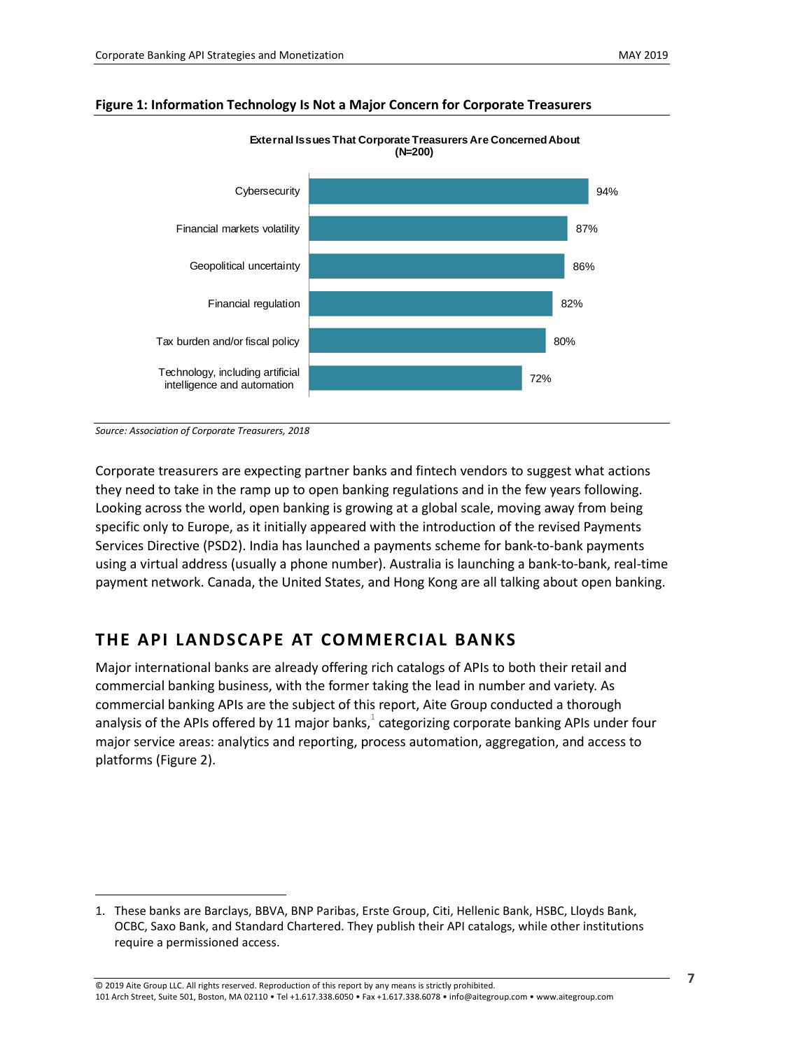**Figure 1: Information Technology Is Not a Major Concern for Corporate Treasurers**

**External Issues That Corporate Treasurers Are Concerned About (N=200)**

| Issue | Percentage |
|---|---|
| Cybersecurity | 94% |
| Financial markets volatility | 87% |
| Geopolitical uncertainty | 86% |
| Financial regulation | 82% |
| Tax burden and/or fiscal policy | 80% |
| Technology, including artificial intelligence and automation | 72% |

*Source: Association of Corporate Treasurers, 2018*

Corporate treasurers are expecting partner banks and fintech vendors to suggest what actions they need to take in the ramp up to open banking regulations and in the few years following. Looking across the world, open banking is growing at a global scale, moving away from being specific only to Europe, as it initially appeared with the introduction of the revised Payments Services Directive (PSD2). India has launched a payments scheme for bank-to-bank payments using a virtual address (usually a phone number). Australia is launching a bank-to-bank, real-time payment network. Canada, the United States, and Hong Kong are all talking about open banking.

## THE API LANDSCAPE AT COMMERCIAL BANKS

Major international banks are already offering rich catalogs of APIs to both their retail and commercial banking business, with the former taking the lead in number and variety. As commercial banking APIs are the subject of this report, Aite Group conducted a thorough analysis of the APIs offered by 11 major banks,[1] categorizing corporate banking APIs under four major service areas: analytics and reporting, process automation, aggregation, and access to platforms (Figure 2).

1. These banks are Barclays, BBVA, BNP Paribas, Erste Group, Citi, Hellenic Bank, HSBC, Lloyds Bank, OCBC, Saxo Bank, and Standard Chartered. They publish their API catalogs, while other institutions require a permissioned access.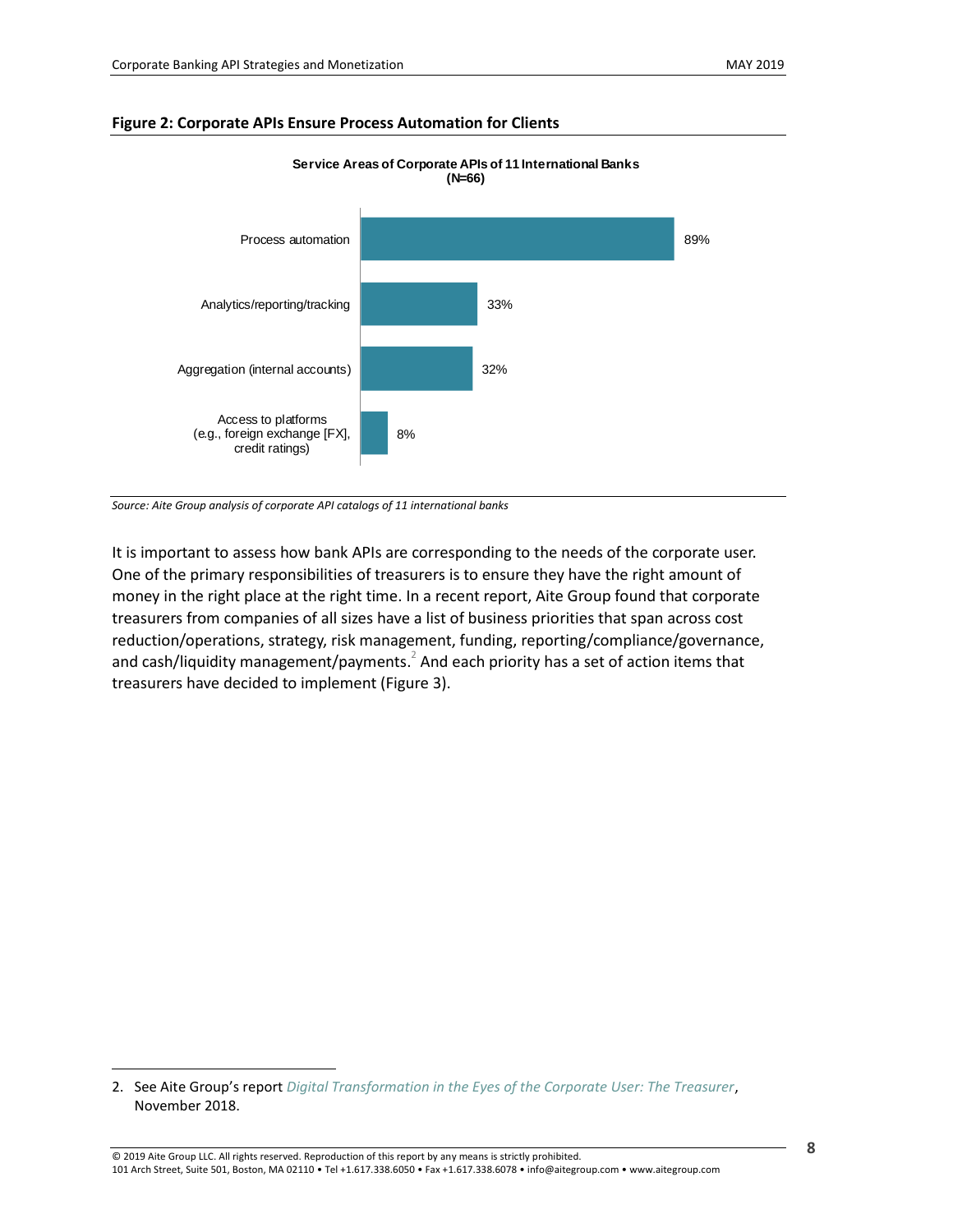**Figure 2: Corporate APIs Ensure Process Automation for Clients**

Service Areas of Corporate APIs of 11 International Banks
(N=66)

| Service area | Share |
|---|---|
| Process automation | 89% |
| Analytics/reporting/tracking | 33% |
| Aggregation (internal accounts) | 32% |
| Access to platforms (e.g., foreign exchange [FX], credit ratings) | 8% |

*Source: Aite Group analysis of corporate API catalogs of 11 international banks*

It is important to assess how bank APIs are corresponding to the needs of the corporate user. One of the primary responsibilities of treasurers is to ensure they have the right amount of money in the right place at the right time. In a recent report, Aite Group found that corporate treasurers from companies of all sizes have a list of business priorities that span across cost reduction/operations, strategy, risk management, funding, reporting/compliance/governance, and cash/liquidity management/payments.[2] And each priority has a set of action items that treasurers have decided to implement (Figure 3).

2. See Aite Group's report *Digital Transformation in the Eyes of the Corporate User: The Treasurer*, November 2018.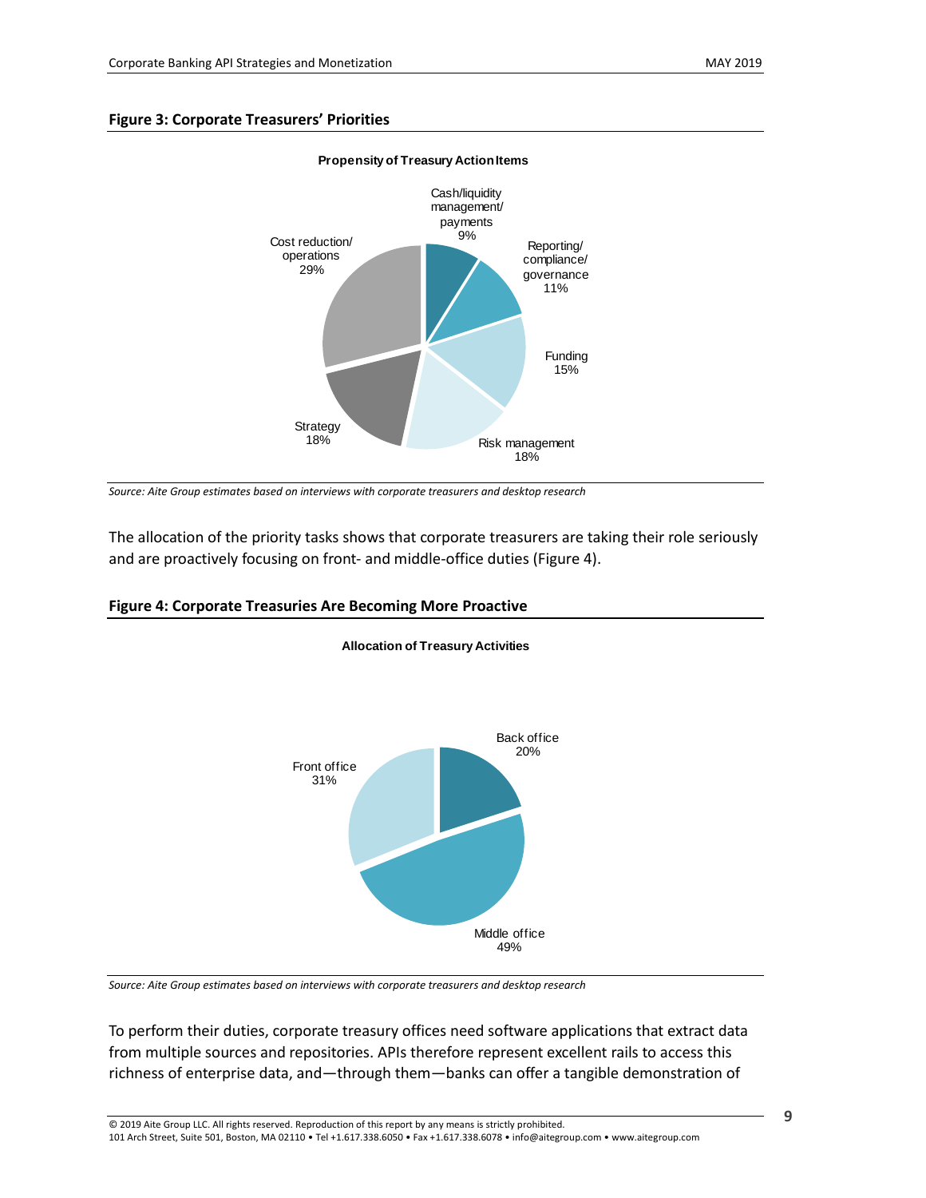**Figure 3: Corporate Treasurers' Priorities**

**Propensity of Treasury Action Items**

| Action item | Share |
| --- | --- |
| Cash/liquidity management/ payments | 9% |
| Reporting/ compliance/ governance | 11% |
| Funding | 15% |
| Risk management | 18% |
| Strategy | 18% |
| Cost reduction/ operations | 29% |

*Source: Aite Group estimates based on interviews with corporate treasurers and desktop research*

The allocation of the priority tasks shows that corporate treasurers are taking their role seriously and are proactively focusing on front- and middle-office duties (Figure 4).

**Figure 4: Corporate Treasuries Are Becoming More Proactive**

**Allocation of Treasury Activities**

| Activity | Share |
| --- | --- |
| Back office | 20% |
| Middle office | 49% |
| Front office | 31% |

*Source: Aite Group estimates based on interviews with corporate treasurers and desktop research*

To perform their duties, corporate treasury offices need software applications that extract data from multiple sources and repositories. APIs therefore represent excellent rails to access this richness of enterprise data, and—through them—banks can offer a tangible demonstration of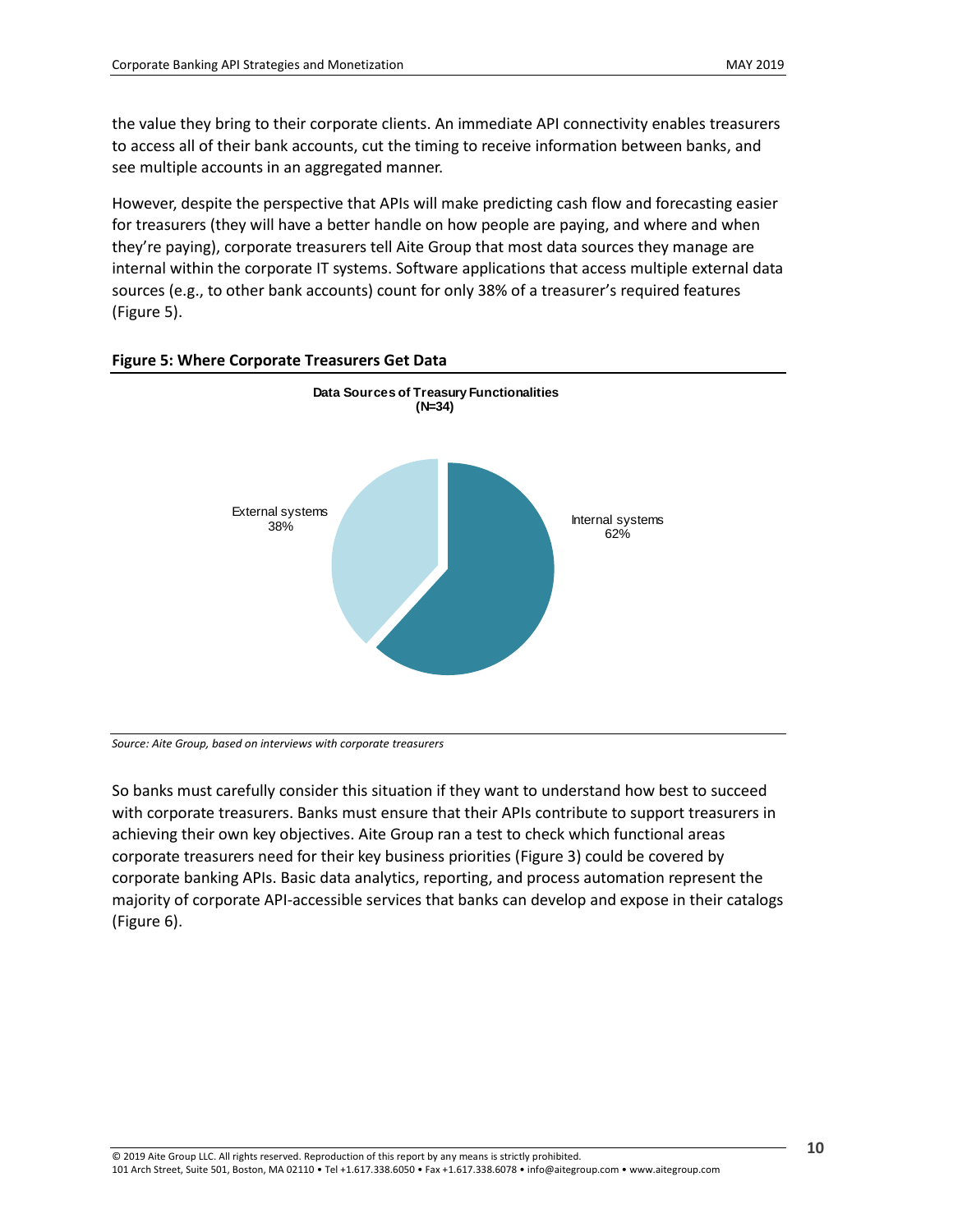the value they bring to their corporate clients. An immediate API connectivity enables treasurers to access all of their bank accounts, cut the timing to receive information between banks, and see multiple accounts in an aggregated manner.

However, despite the perspective that APIs will make predicting cash flow and forecasting easier for treasurers (they will have a better handle on how people are paying, and where and when they're paying), corporate treasurers tell Aite Group that most data sources they manage are internal within the corporate IT systems. Software applications that access multiple external data sources (e.g., to other bank accounts) count for only 38% of a treasurer's required features (Figure 5).

**Figure 5: Where Corporate Treasurers Get Data**

**Data Sources of Treasury Functionalities (N=34)**

| Data source | Share |
|---|---|
| External systems | 38% |
| Internal systems | 62% |

*Source: Aite Group, based on interviews with corporate treasurers*

So banks must carefully consider this situation if they want to understand how best to succeed with corporate treasurers. Banks must ensure that their APIs contribute to support treasurers in achieving their own key objectives. Aite Group ran a test to check which functional areas corporate treasurers need for their key business priorities (Figure 3) could be covered by corporate banking APIs. Basic data analytics, reporting, and process automation represent the majority of corporate API-accessible services that banks can develop and expose in their catalogs (Figure 6).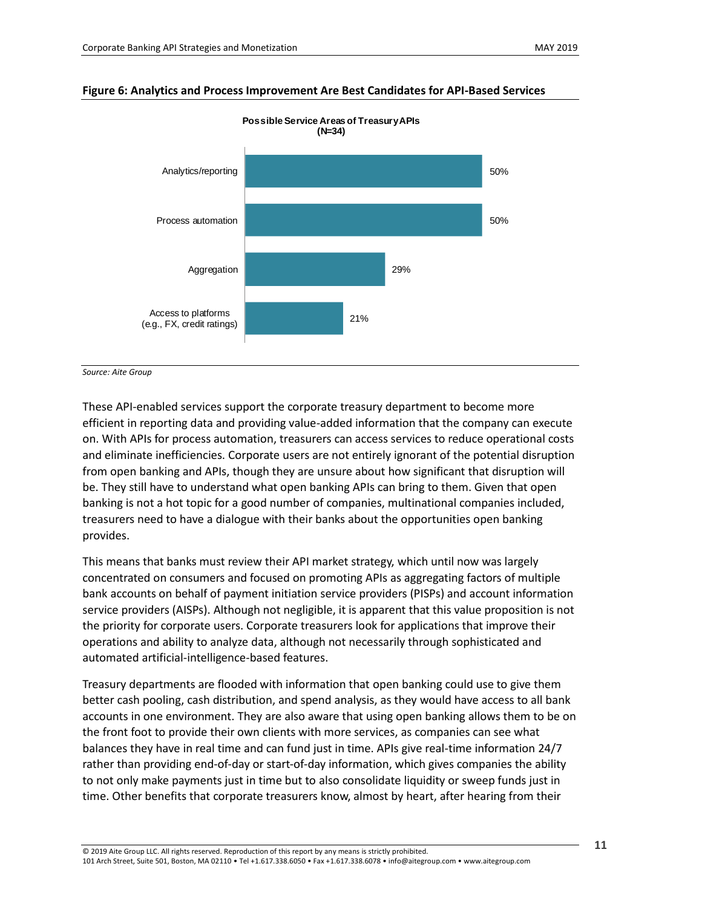**Figure 6: Analytics and Process Improvement Are Best Candidates for API-Based Services**

**Possible Service Areas of Treasury APIs (N=34)**

| Service area | Percentage |
| --- | --- |
| Analytics/reporting | 50% |
| Process automation | 50% |
| Aggregation | 29% |
| Access to platforms (e.g., FX, credit ratings) | 21% |

*Source: Aite Group*

These API-enabled services support the corporate treasury department to become more efficient in reporting data and providing value-added information that the company can execute on. With APIs for process automation, treasurers can access services to reduce operational costs and eliminate inefficiencies. Corporate users are not entirely ignorant of the potential disruption from open banking and APIs, though they are unsure about how significant that disruption will be. They still have to understand what open banking APIs can bring to them. Given that open banking is not a hot topic for a good number of companies, multinational companies included, treasurers need to have a dialogue with their banks about the opportunities open banking provides.

This means that banks must review their API market strategy, which until now was largely concentrated on consumers and focused on promoting APIs as aggregating factors of multiple bank accounts on behalf of payment initiation service providers (PISPs) and account information service providers (AISPs). Although not negligible, it is apparent that this value proposition is not the priority for corporate users. Corporate treasurers look for applications that improve their operations and ability to analyze data, although not necessarily through sophisticated and automated artificial-intelligence-based features.

Treasury departments are flooded with information that open banking could use to give them better cash pooling, cash distribution, and spend analysis, as they would have access to all bank accounts in one environment. They are also aware that using open banking allows them to be on the front foot to provide their own clients with more services, as companies can see what balances they have in real time and can fund just in time. APIs give real-time information 24/7 rather than providing end-of-day or start-of-day information, which gives companies the ability to not only make payments just in time but to also consolidate liquidity or sweep funds just in time. Other benefits that corporate treasurers know, almost by heart, after hearing from their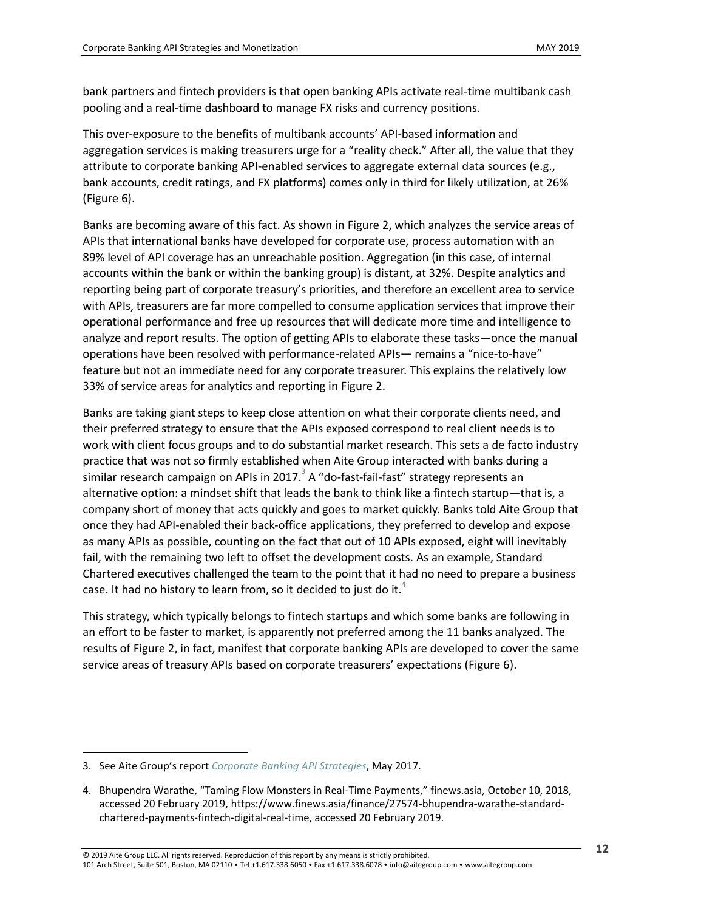bank partners and fintech providers is that open banking APIs activate real-time multibank cash pooling and a real-time dashboard to manage FX risks and currency positions.

This over-exposure to the benefits of multibank accounts' API-based information and aggregation services is making treasurers urge for a "reality check." After all, the value that they attribute to corporate banking API-enabled services to aggregate external data sources (e.g., bank accounts, credit ratings, and FX platforms) comes only in third for likely utilization, at 26% (Figure 6).

Banks are becoming aware of this fact. As shown in Figure 2, which analyzes the service areas of APIs that international banks have developed for corporate use, process automation with an 89% level of API coverage has an unreachable position. Aggregation (in this case, of internal accounts within the bank or within the banking group) is distant, at 32%. Despite analytics and reporting being part of corporate treasury's priorities, and therefore an excellent area to service with APIs, treasurers are far more compelled to consume application services that improve their operational performance and free up resources that will dedicate more time and intelligence to analyze and report results. The option of getting APIs to elaborate these tasks—once the manual operations have been resolved with performance-related APIs— remains a "nice-to-have" feature but not an immediate need for any corporate treasurer. This explains the relatively low 33% of service areas for analytics and reporting in Figure 2.

Banks are taking giant steps to keep close attention on what their corporate clients need, and their preferred strategy to ensure that the APIs exposed correspond to real client needs is to work with client focus groups and to do substantial market research. This sets a de facto industry practice that was not so firmly established when Aite Group interacted with banks during a similar research campaign on APIs in 2017.[3] A "do-fast-fail-fast" strategy represents an alternative option: a mindset shift that leads the bank to think like a fintech startup—that is, a company short of money that acts quickly and goes to market quickly. Banks told Aite Group that once they had API-enabled their back-office applications, they preferred to develop and expose as many APIs as possible, counting on the fact that out of 10 APIs exposed, eight will inevitably fail, with the remaining two left to offset the development costs. As an example, Standard Chartered executives challenged the team to the point that it had no need to prepare a business case. It had no history to learn from, so it decided to just do it.[4]

This strategy, which typically belongs to fintech startups and which some banks are following in an effort to be faster to market, is apparently not preferred among the 11 banks analyzed. The results of Figure 2, in fact, manifest that corporate banking APIs are developed to cover the same service areas of treasury APIs based on corporate treasurers' expectations (Figure 6).

---

3. See Aite Group's report *Corporate Banking API Strategies*, May 2017.

4. Bhupendra Warathe, "Taming Flow Monsters in Real-Time Payments," finews.asia, October 10, 2018, accessed 20 February 2019, https://www.finews.asia/finance/27574-bhupendra-warathe-standard-chartered-payments-fintech-digital-real-time, accessed 20 February 2019.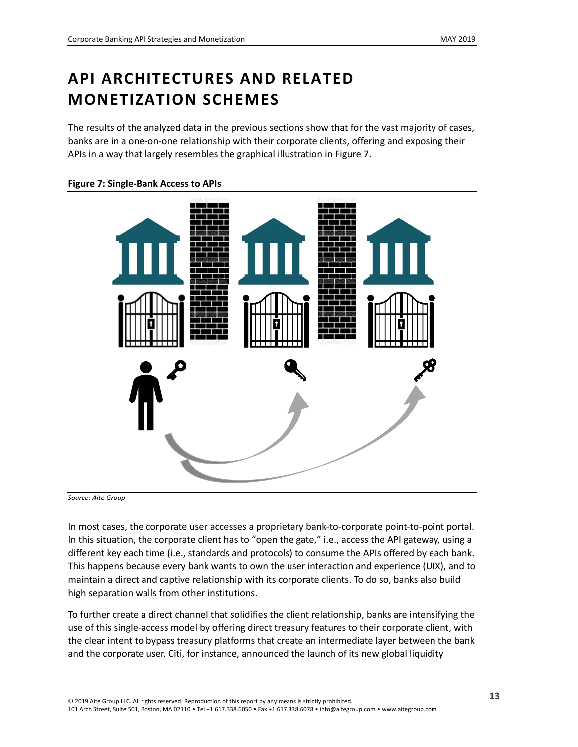# API ARCHITECTURES AND RELATED MONETIZATION SCHEMES

The results of the analyzed data in the previous sections show that for the vast majority of cases, banks are in a one-on-one relationship with their corporate clients, offering and exposing their APIs in a way that largely resembles the graphical illustration in Figure 7.

**Figure 7: Single-Bank Access to APIs**

*Source: Aite Group*

In most cases, the corporate user accesses a proprietary bank-to-corporate point-to-point portal. In this situation, the corporate client has to "open the gate," i.e., access the API gateway, using a different key each time (i.e., standards and protocols) to consume the APIs offered by each bank. This happens because every bank wants to own the user interaction and experience (UIX), and to maintain a direct and captive relationship with its corporate clients. To do so, banks also build high separation walls from other institutions.

To further create a direct channel that solidifies the client relationship, banks are intensifying the use of this single-access model by offering direct treasury features to their corporate client, with the clear intent to bypass treasury platforms that create an intermediate layer between the bank and the corporate user. Citi, for instance, announced the launch of its new global liquidity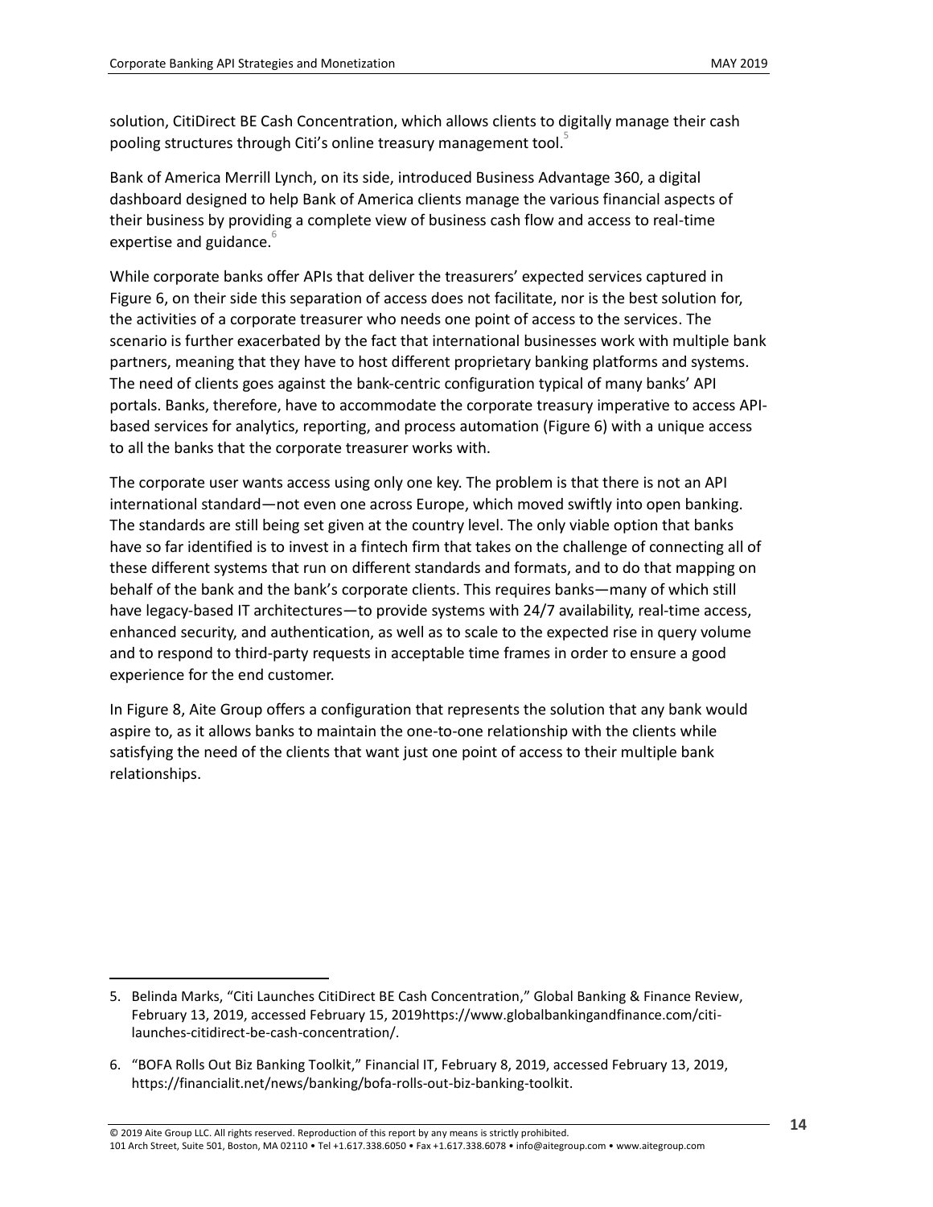solution, CitiDirect BE Cash Concentration, which allows clients to digitally manage their cash pooling structures through Citi's online treasury management tool.[5]

Bank of America Merrill Lynch, on its side, introduced Business Advantage 360, a digital dashboard designed to help Bank of America clients manage the various financial aspects of their business by providing a complete view of business cash flow and access to real-time expertise and guidance.[6]

While corporate banks offer APIs that deliver the treasurers' expected services captured in Figure 6, on their side this separation of access does not facilitate, nor is the best solution for, the activities of a corporate treasurer who needs one point of access to the services. The scenario is further exacerbated by the fact that international businesses work with multiple bank partners, meaning that they have to host different proprietary banking platforms and systems. The need of clients goes against the bank-centric configuration typical of many banks' API portals. Banks, therefore, have to accommodate the corporate treasury imperative to access API-based services for analytics, reporting, and process automation (Figure 6) with a unique access to all the banks that the corporate treasurer works with.

The corporate user wants access using only one key. The problem is that there is not an API international standard—not even one across Europe, which moved swiftly into open banking. The standards are still being set given at the country level. The only viable option that banks have so far identified is to invest in a fintech firm that takes on the challenge of connecting all of these different systems that run on different standards and formats, and to do that mapping on behalf of the bank and the bank's corporate clients. This requires banks—many of which still have legacy-based IT architectures—to provide systems with 24/7 availability, real-time access, enhanced security, and authentication, as well as to scale to the expected rise in query volume and to respond to third-party requests in acceptable time frames in order to ensure a good experience for the end customer.

In Figure 8, Aite Group offers a configuration that represents the solution that any bank would aspire to, as it allows banks to maintain the one-to-one relationship with the clients while satisfying the need of the clients that want just one point of access to their multiple bank relationships.

---

5. Belinda Marks, "Citi Launches CitiDirect BE Cash Concentration," Global Banking & Finance Review, February 13, 2019, accessed February 15, 2019https://www.globalbankingandfinance.com/citi-launches-citidirect-be-cash-concentration/.

6. "BOFA Rolls Out Biz Banking Toolkit," Financial IT, February 8, 2019, accessed February 13, 2019, https://financialit.net/news/banking/bofa-rolls-out-biz-banking-toolkit.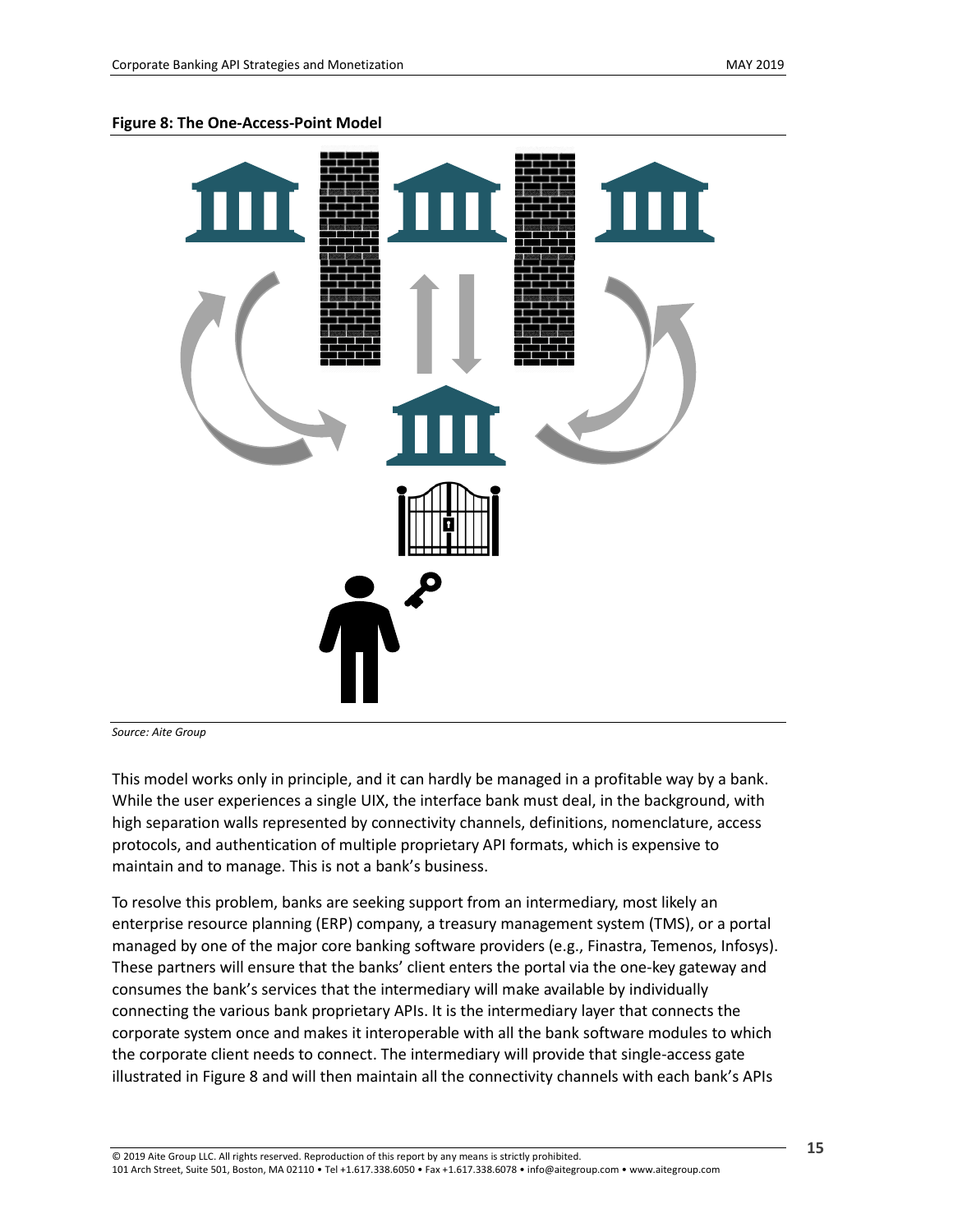**Figure 8: The One-Access-Point Model**

*Source: Aite Group*

This model works only in principle, and it can hardly be managed in a profitable way by a bank. While the user experiences a single UIX, the interface bank must deal, in the background, with high separation walls represented by connectivity channels, definitions, nomenclature, access protocols, and authentication of multiple proprietary API formats, which is expensive to maintain and to manage. This is not a bank's business.

To resolve this problem, banks are seeking support from an intermediary, most likely an enterprise resource planning (ERP) company, a treasury management system (TMS), or a portal managed by one of the major core banking software providers (e.g., Finastra, Temenos, Infosys). These partners will ensure that the banks' client enters the portal via the one-key gateway and consumes the bank's services that the intermediary will make available by individually connecting the various bank proprietary APIs. It is the intermediary layer that connects the corporate system once and makes it interoperable with all the bank software modules to which the corporate client needs to connect. The intermediary will provide that single-access gate illustrated in Figure 8 and will then maintain all the connectivity channels with each bank's APIs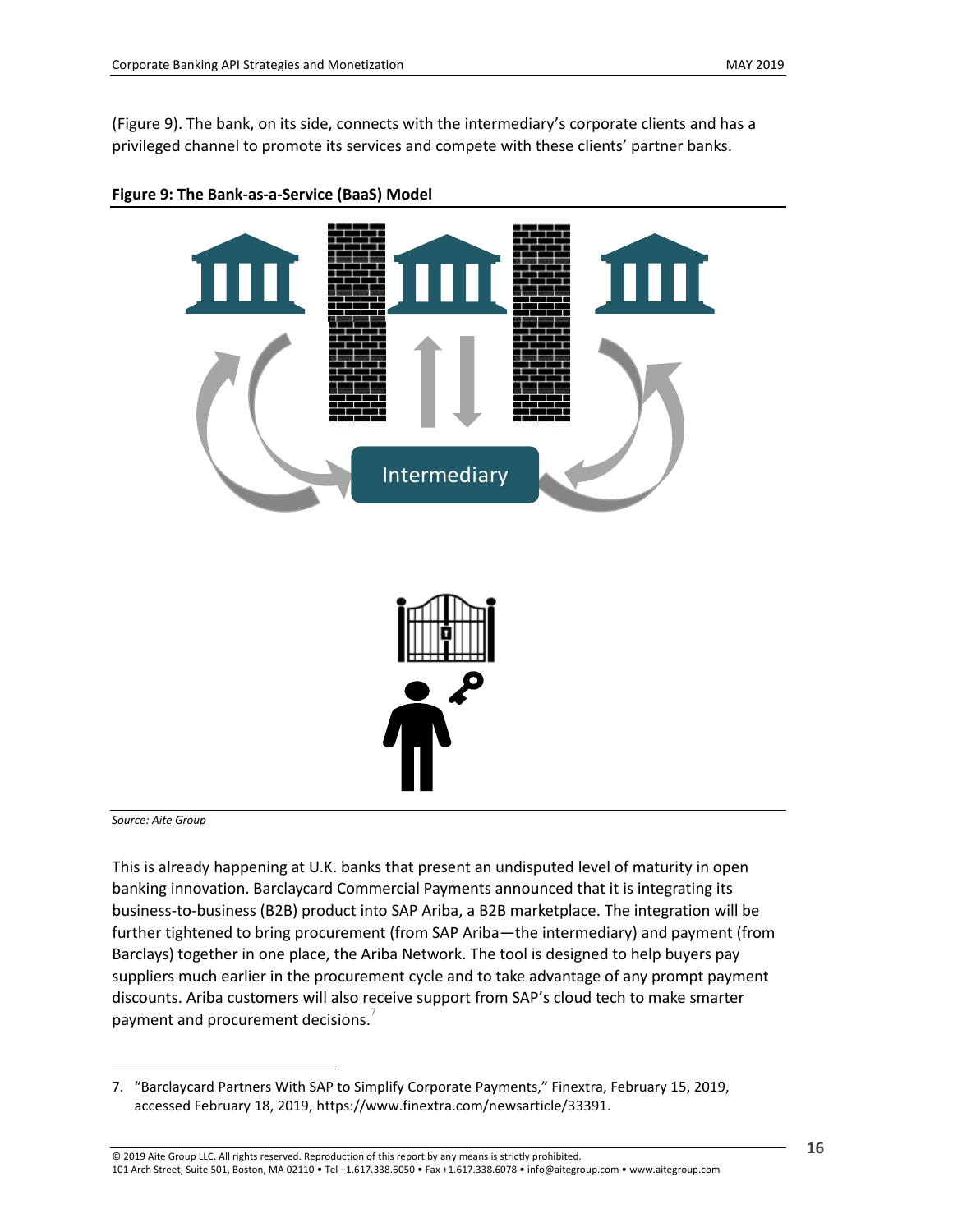(Figure 9). The bank, on its side, connects with the intermediary's corporate clients and has a privileged channel to promote its services and compete with these clients' partner banks.

**Figure 9: The Bank-as-a-Service (BaaS) Model**

Intermediary

*Source: Aite Group*

This is already happening at U.K. banks that present an undisputed level of maturity in open banking innovation. Barclaycard Commercial Payments announced that it is integrating its business-to-business (B2B) product into SAP Ariba, a B2B marketplace. The integration will be further tightened to bring procurement (from SAP Ariba—the intermediary) and payment (from Barclays) together in one place, the Ariba Network. The tool is designed to help buyers pay suppliers much earlier in the procurement cycle and to take advantage of any prompt payment discounts. Ariba customers will also receive support from SAP's cloud tech to make smarter payment and procurement decisions.[7]

---

7. "Barclaycard Partners With SAP to Simplify Corporate Payments," Finextra, February 15, 2019, accessed February 18, 2019, https://www.finextra.com/newsarticle/33391.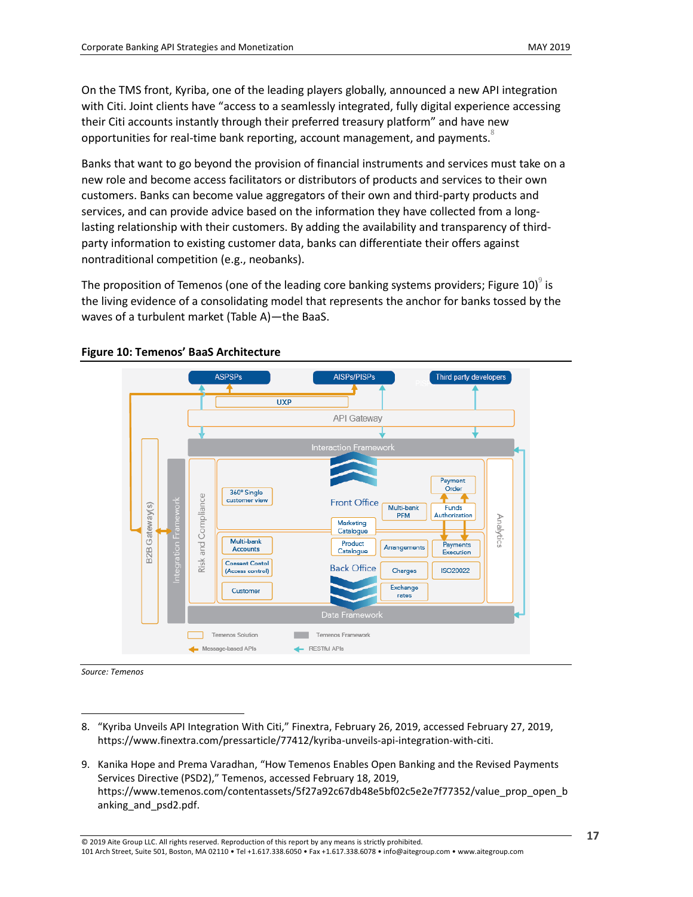On the TMS front, Kyriba, one of the leading players globally, announced a new API integration with Citi. Joint clients have "access to a seamlessly integrated, fully digital experience accessing their Citi accounts instantly through their preferred treasury platform" and have new opportunities for real-time bank reporting, account management, and payments.[8]

Banks that want to go beyond the provision of financial instruments and services must take on a new role and become access facilitators or distributors of products and services to their own customers. Banks can become value aggregators of their own and third-party products and services, and can provide advice based on the information they have collected from a long-lasting relationship with their customers. By adding the availability and transparency of third-party information to existing customer data, banks can differentiate their offers against nontraditional competition (e.g., neobanks).

The proposition of Temenos (one of the leading core banking systems providers; Figure 10)[9] is the living evidence of a consolidating model that represents the anchor for banks tossed by the waves of a turbulent market (Table A)—the BaaS.

**Figure 10: Temenos' BaaS Architecture**

ASPSPs, AISPs/PISPs, Third party developers, UXP, API Gateway, Interaction Framework, B2B Gateway(s), Integration Framework, Risk and Compliance, 360° Single customer view, Front Office, Payment Order, Multi-bank PFM, Funds Authorization, Marketing Catalogue, Multi-bank Accounts, Product Catalogue, Arrangements, Payments Execution, Consent Control (Access control), Back Office, Charges, ISO20022, Customer, Exchange rates, Analytics, Data Framework

Temenos Solution | Temenos Framework | Message-based APIs | RESTful APIs

*Source: Temenos*

---

8. "Kyriba Unveils API Integration With Citi," Finextra, February 26, 2019, accessed February 27, 2019, https://www.finextra.com/pressarticle/77412/kyriba-unveils-api-integration-with-citi.

9. Kanika Hope and Prema Varadhan, "How Temenos Enables Open Banking and the Revised Payments Services Directive (PSD2)," Temenos, accessed February 18, 2019, https://www.temenos.com/contentassets/5f27a92c67db48e5bf02c5e2e7f77352/value_prop_open_banking_and_psd2.pdf.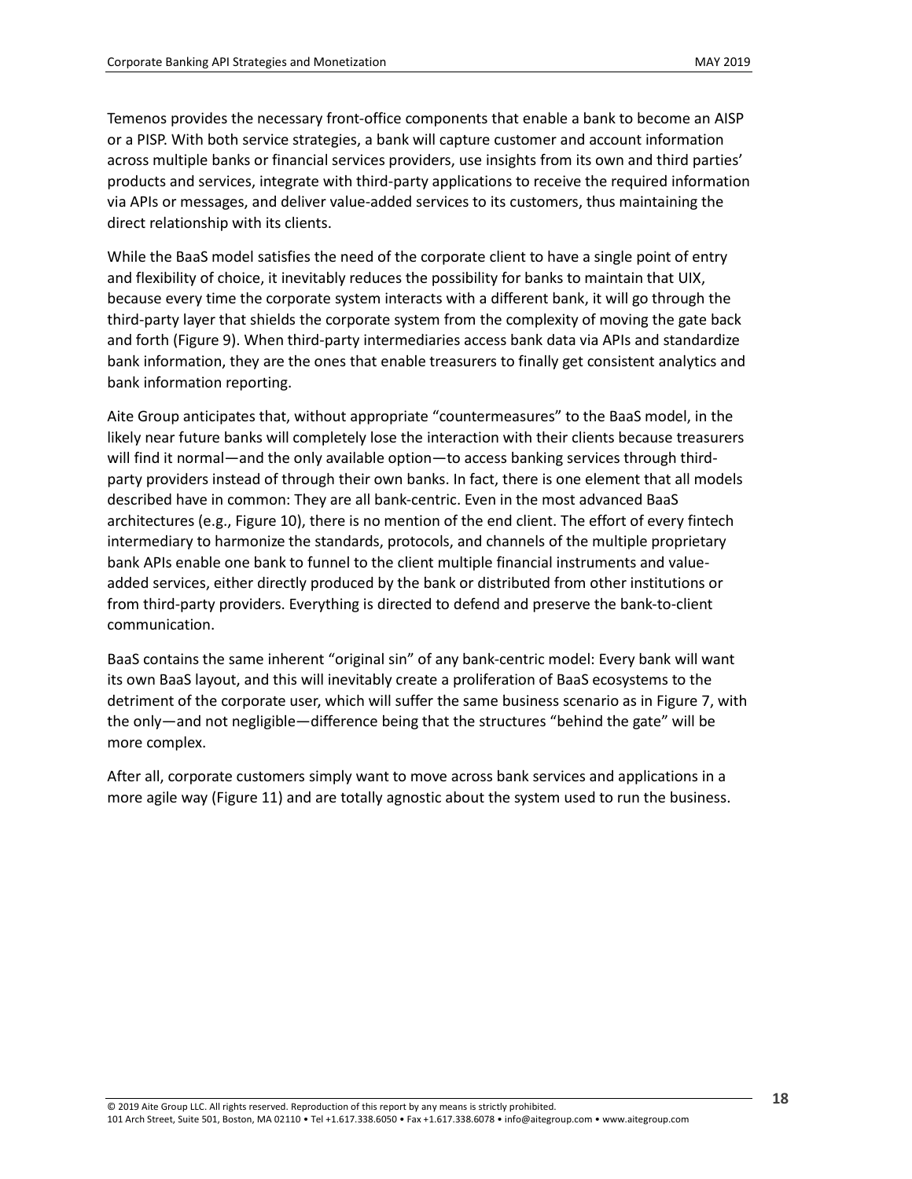Temenos provides the necessary front-office components that enable a bank to become an AISP or a PISP. With both service strategies, a bank will capture customer and account information across multiple banks or financial services providers, use insights from its own and third parties' products and services, integrate with third-party applications to receive the required information via APIs or messages, and deliver value-added services to its customers, thus maintaining the direct relationship with its clients.

While the BaaS model satisfies the need of the corporate client to have a single point of entry and flexibility of choice, it inevitably reduces the possibility for banks to maintain that UIX, because every time the corporate system interacts with a different bank, it will go through the third-party layer that shields the corporate system from the complexity of moving the gate back and forth (Figure 9). When third-party intermediaries access bank data via APIs and standardize bank information, they are the ones that enable treasurers to finally get consistent analytics and bank information reporting.

Aite Group anticipates that, without appropriate "countermeasures" to the BaaS model, in the likely near future banks will completely lose the interaction with their clients because treasurers will find it normal—and the only available option—to access banking services through third-party providers instead of through their own banks. In fact, there is one element that all models described have in common: They are all bank-centric. Even in the most advanced BaaS architectures (e.g., Figure 10), there is no mention of the end client. The effort of every fintech intermediary to harmonize the standards, protocols, and channels of the multiple proprietary bank APIs enable one bank to funnel to the client multiple financial instruments and value-added services, either directly produced by the bank or distributed from other institutions or from third-party providers. Everything is directed to defend and preserve the bank-to-client communication.

BaaS contains the same inherent "original sin" of any bank-centric model: Every bank will want its own BaaS layout, and this will inevitably create a proliferation of BaaS ecosystems to the detriment of the corporate user, which will suffer the same business scenario as in Figure 7, with the only—and not negligible—difference being that the structures "behind the gate" will be more complex.

After all, corporate customers simply want to move across bank services and applications in a more agile way (Figure 11) and are totally agnostic about the system used to run the business.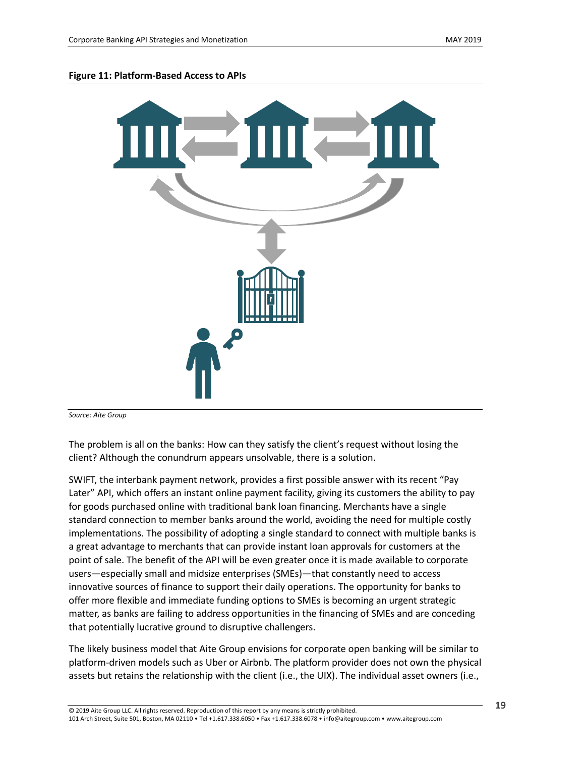**Figure 11: Platform-Based Access to APIs**

*Source: Aite Group*

The problem is all on the banks: How can they satisfy the client's request without losing the client? Although the conundrum appears unsolvable, there is a solution.

SWIFT, the interbank payment network, provides a first possible answer with its recent "Pay Later" API, which offers an instant online payment facility, giving its customers the ability to pay for goods purchased online with traditional bank loan financing. Merchants have a single standard connection to member banks around the world, avoiding the need for multiple costly implementations. The possibility of adopting a single standard to connect with multiple banks is a great advantage to merchants that can provide instant loan approvals for customers at the point of sale. The benefit of the API will be even greater once it is made available to corporate users—especially small and midsize enterprises (SMEs)—that constantly need to access innovative sources of finance to support their daily operations. The opportunity for banks to offer more flexible and immediate funding options to SMEs is becoming an urgent strategic matter, as banks are failing to address opportunities in the financing of SMEs and are conceding that potentially lucrative ground to disruptive challengers.

The likely business model that Aite Group envisions for corporate open banking will be similar to platform-driven models such as Uber or Airbnb. The platform provider does not own the physical assets but retains the relationship with the client (i.e., the UIX). The individual asset owners (i.e.,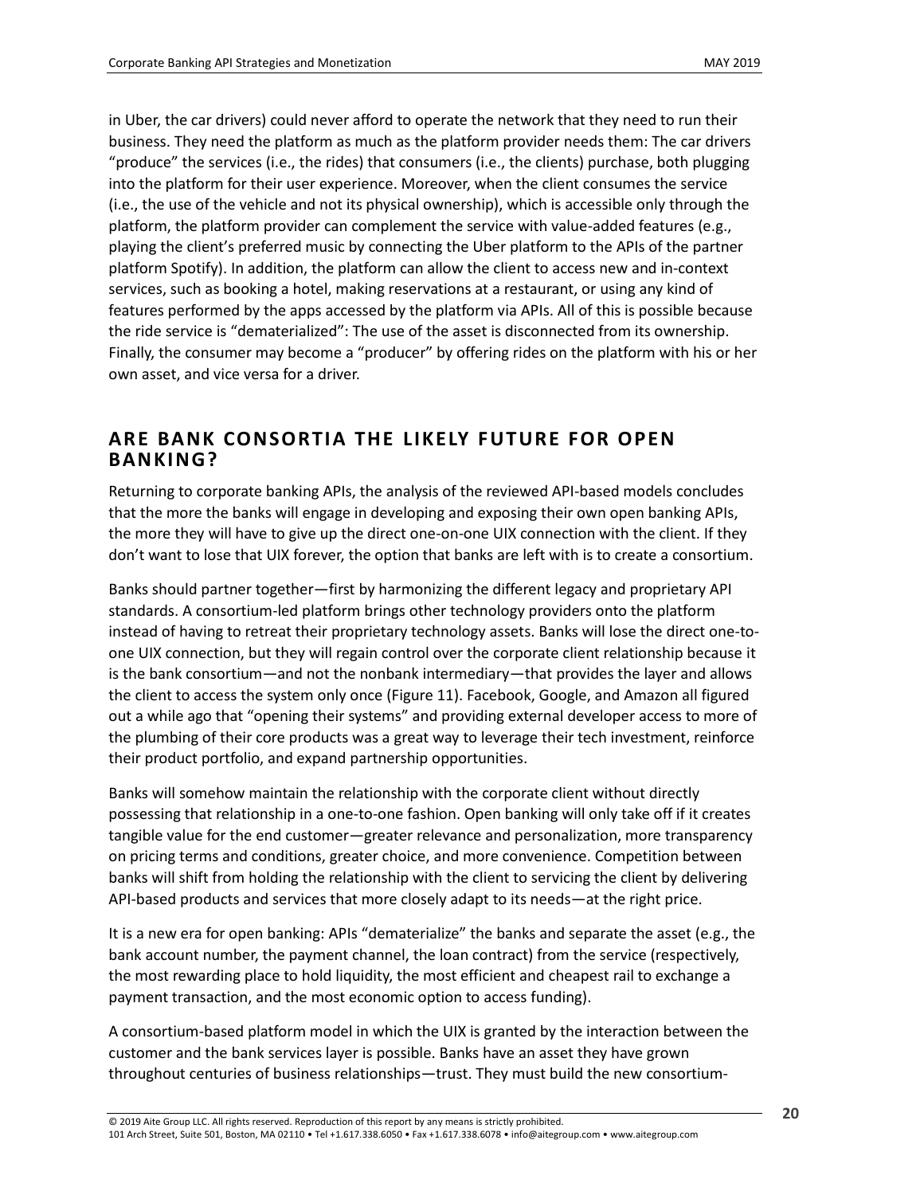in Uber, the car drivers) could never afford to operate the network that they need to run their business. They need the platform as much as the platform provider needs them: The car drivers "produce" the services (i.e., the rides) that consumers (i.e., the clients) purchase, both plugging into the platform for their user experience. Moreover, when the client consumes the service (i.e., the use of the vehicle and not its physical ownership), which is accessible only through the platform, the platform provider can complement the service with value-added features (e.g., playing the client's preferred music by connecting the Uber platform to the APIs of the partner platform Spotify). In addition, the platform can allow the client to access new and in-context services, such as booking a hotel, making reservations at a restaurant, or using any kind of features performed by the apps accessed by the platform via APIs. All of this is possible because the ride service is "dematerialized": The use of the asset is disconnected from its ownership. Finally, the consumer may become a "producer" by offering rides on the platform with his or her own asset, and vice versa for a driver.

## ARE BANK CONSORTIA THE LIKELY FUTURE FOR OPEN BANKING?

Returning to corporate banking APIs, the analysis of the reviewed API-based models concludes that the more the banks will engage in developing and exposing their own open banking APIs, the more they will have to give up the direct one-on-one UIX connection with the client. If they don't want to lose that UIX forever, the option that banks are left with is to create a consortium.

Banks should partner together—first by harmonizing the different legacy and proprietary API standards. A consortium-led platform brings other technology providers onto the platform instead of having to retreat their proprietary technology assets. Banks will lose the direct one-to-one UIX connection, but they will regain control over the corporate client relationship because it is the bank consortium—and not the nonbank intermediary—that provides the layer and allows the client to access the system only once (Figure 11). Facebook, Google, and Amazon all figured out a while ago that "opening their systems" and providing external developer access to more of the plumbing of their core products was a great way to leverage their tech investment, reinforce their product portfolio, and expand partnership opportunities.

Banks will somehow maintain the relationship with the corporate client without directly possessing that relationship in a one-to-one fashion. Open banking will only take off if it creates tangible value for the end customer—greater relevance and personalization, more transparency on pricing terms and conditions, greater choice, and more convenience. Competition between banks will shift from holding the relationship with the client to servicing the client by delivering API-based products and services that more closely adapt to its needs—at the right price.

It is a new era for open banking: APIs "dematerialize" the banks and separate the asset (e.g., the bank account number, the payment channel, the loan contract) from the service (respectively, the most rewarding place to hold liquidity, the most efficient and cheapest rail to exchange a payment transaction, and the most economic option to access funding).

A consortium-based platform model in which the UIX is granted by the interaction between the customer and the bank services layer is possible. Banks have an asset they have grown throughout centuries of business relationships—trust. They must build the new consortium-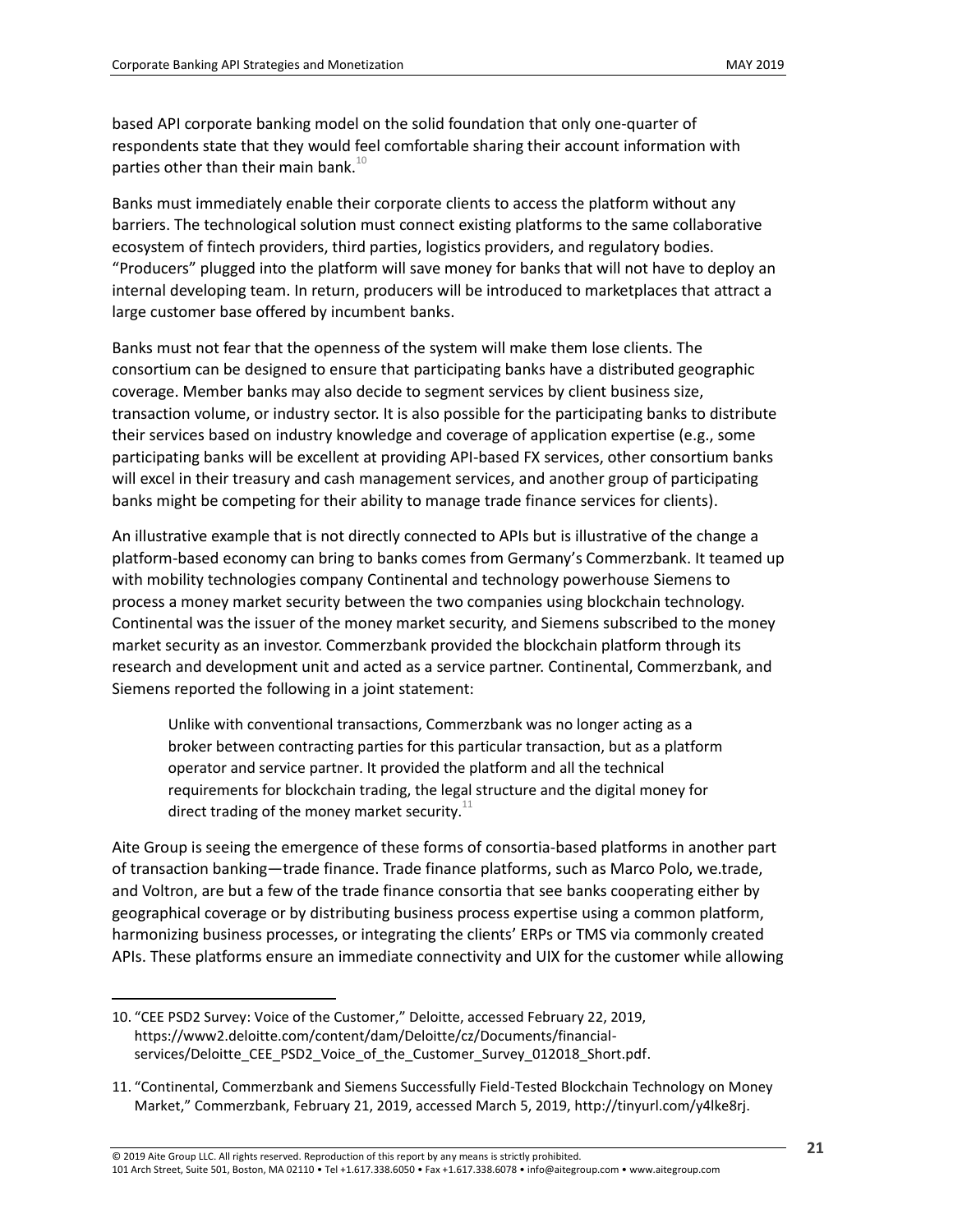based API corporate banking model on the solid foundation that only one-quarter of respondents state that they would feel comfortable sharing their account information with parties other than their main bank.[10]

Banks must immediately enable their corporate clients to access the platform without any barriers. The technological solution must connect existing platforms to the same collaborative ecosystem of fintech providers, third parties, logistics providers, and regulatory bodies. "Producers" plugged into the platform will save money for banks that will not have to deploy an internal developing team. In return, producers will be introduced to marketplaces that attract a large customer base offered by incumbent banks.

Banks must not fear that the openness of the system will make them lose clients. The consortium can be designed to ensure that participating banks have a distributed geographic coverage. Member banks may also decide to segment services by client business size, transaction volume, or industry sector. It is also possible for the participating banks to distribute their services based on industry knowledge and coverage of application expertise (e.g., some participating banks will be excellent at providing API-based FX services, other consortium banks will excel in their treasury and cash management services, and another group of participating banks might be competing for their ability to manage trade finance services for clients).

An illustrative example that is not directly connected to APIs but is illustrative of the change a platform-based economy can bring to banks comes from Germany's Commerzbank. It teamed up with mobility technologies company Continental and technology powerhouse Siemens to process a money market security between the two companies using blockchain technology. Continental was the issuer of the money market security, and Siemens subscribed to the money market security as an investor. Commerzbank provided the blockchain platform through its research and development unit and acted as a service partner. Continental, Commerzbank, and Siemens reported the following in a joint statement:

> Unlike with conventional transactions, Commerzbank was no longer acting as a broker between contracting parties for this particular transaction, but as a platform operator and service partner. It provided the platform and all the technical requirements for blockchain trading, the legal structure and the digital money for direct trading of the money market security.[11]

Aite Group is seeing the emergence of these forms of consortia-based platforms in another part of transaction banking—trade finance. Trade finance platforms, such as Marco Polo, we.trade, and Voltron, are but a few of the trade finance consortia that see banks cooperating either by geographical coverage or by distributing business process expertise using a common platform, harmonizing business processes, or integrating the clients' ERPs or TMS via commonly created APIs. These platforms ensure an immediate connectivity and UIX for the customer while allowing

---

10. "CEE PSD2 Survey: Voice of the Customer," Deloitte, accessed February 22, 2019, https://www2.deloitte.com/content/dam/Deloitte/cz/Documents/financial-services/Deloitte_CEE_PSD2_Voice_of_the_Customer_Survey_012018_Short.pdf.

11. "Continental, Commerzbank and Siemens Successfully Field-Tested Blockchain Technology on Money Market," Commerzbank, February 21, 2019, accessed March 5, 2019, http://tinyurl.com/y4lke8rj.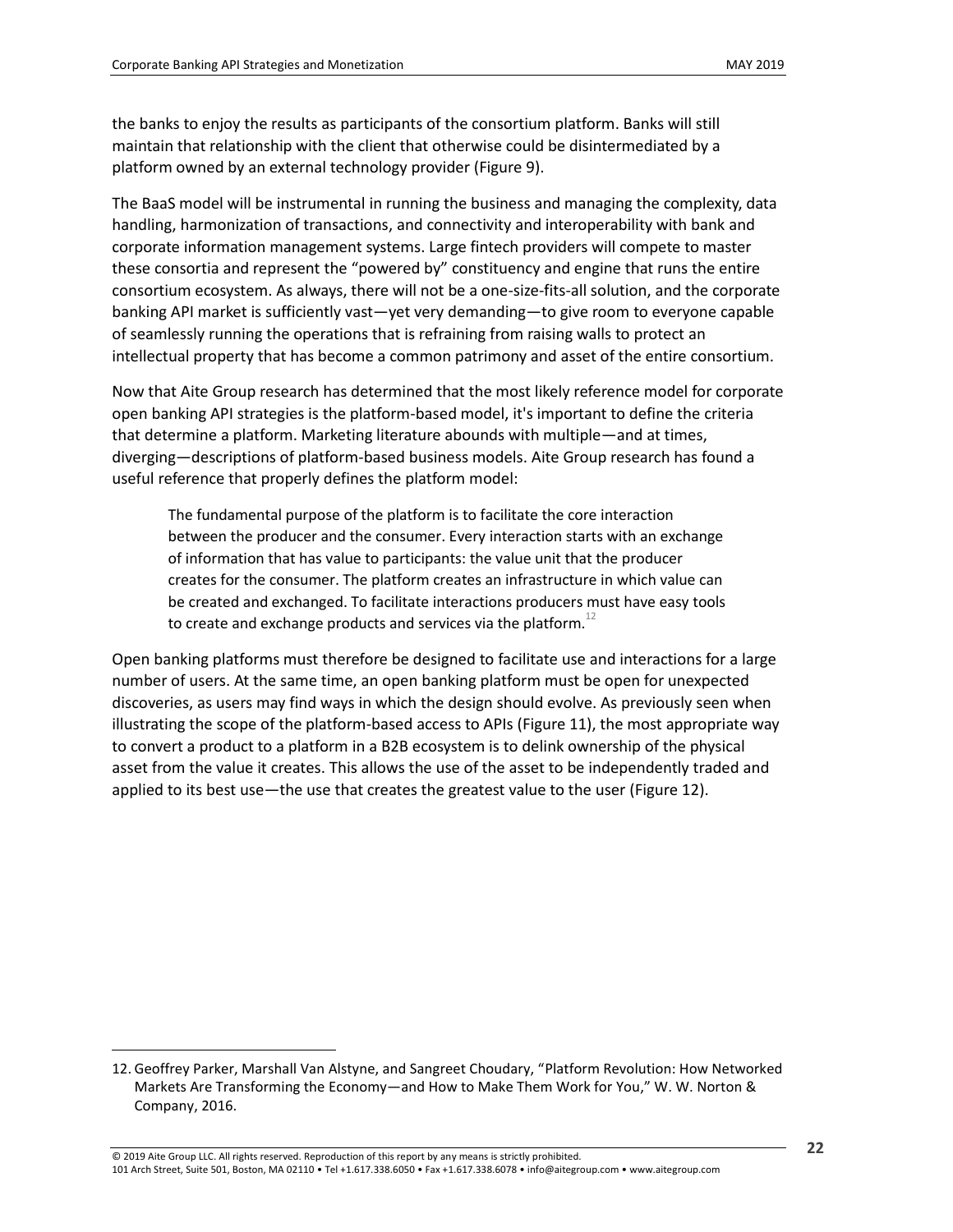the banks to enjoy the results as participants of the consortium platform. Banks will still maintain that relationship with the client that otherwise could be disintermediated by a platform owned by an external technology provider (Figure 9).

The BaaS model will be instrumental in running the business and managing the complexity, data handling, harmonization of transactions, and connectivity and interoperability with bank and corporate information management systems. Large fintech providers will compete to master these consortia and represent the "powered by" constituency and engine that runs the entire consortium ecosystem. As always, there will not be a one-size-fits-all solution, and the corporate banking API market is sufficiently vast—yet very demanding—to give room to everyone capable of seamlessly running the operations that is refraining from raising walls to protect an intellectual property that has become a common patrimony and asset of the entire consortium.

Now that Aite Group research has determined that the most likely reference model for corporate open banking API strategies is the platform-based model, it's important to define the criteria that determine a platform. Marketing literature abounds with multiple—and at times, diverging—descriptions of platform-based business models. Aite Group research has found a useful reference that properly defines the platform model:

> The fundamental purpose of the platform is to facilitate the core interaction between the producer and the consumer. Every interaction starts with an exchange of information that has value to participants: the value unit that the producer creates for the consumer. The platform creates an infrastructure in which value can be created and exchanged. To facilitate interactions producers must have easy tools to create and exchange products and services via the platform.[12]

Open banking platforms must therefore be designed to facilitate use and interactions for a large number of users. At the same time, an open banking platform must be open for unexpected discoveries, as users may find ways in which the design should evolve. As previously seen when illustrating the scope of the platform-based access to APIs (Figure 11), the most appropriate way to convert a product to a platform in a B2B ecosystem is to delink ownership of the physical asset from the value it creates. This allows the use of the asset to be independently traded and applied to its best use—the use that creates the greatest value to the user (Figure 12).

12. Geoffrey Parker, Marshall Van Alstyne, and Sangreet Choudary, "Platform Revolution: How Networked Markets Are Transforming the Economy—and How to Make Them Work for You," W. W. Norton & Company, 2016.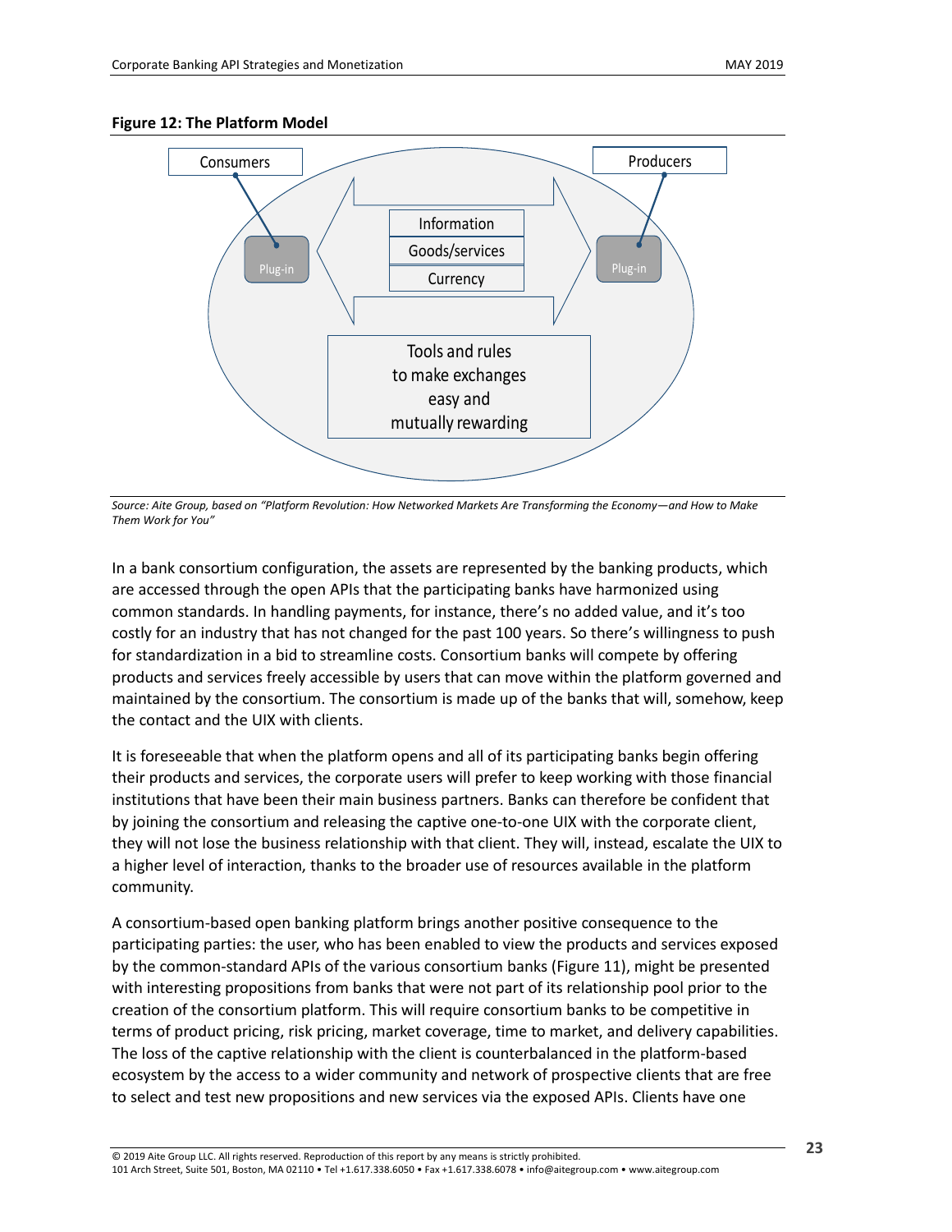**Figure 12: The Platform Model**

Consumers

Plug-in

Information

Goods/services

Currency

Producers

Plug-in

Tools and rules to make exchanges easy and mutually rewarding

*Source: Aite Group, based on "Platform Revolution: How Networked Markets Are Transforming the Economy—and How to Make Them Work for You"*

In a bank consortium configuration, the assets are represented by the banking products, which are accessed through the open APIs that the participating banks have harmonized using common standards. In handling payments, for instance, there's no added value, and it's too costly for an industry that has not changed for the past 100 years. So there's willingness to push for standardization in a bid to streamline costs. Consortium banks will compete by offering products and services freely accessible by users that can move within the platform governed and maintained by the consortium. The consortium is made up of the banks that will, somehow, keep the contact and the UIX with clients.

It is foreseeable that when the platform opens and all of its participating banks begin offering their products and services, the corporate users will prefer to keep working with those financial institutions that have been their main business partners. Banks can therefore be confident that by joining the consortium and releasing the captive one-to-one UIX with the corporate client, they will not lose the business relationship with that client. They will, instead, escalate the UIX to a higher level of interaction, thanks to the broader use of resources available in the platform community.

A consortium-based open banking platform brings another positive consequence to the participating parties: the user, who has been enabled to view the products and services exposed by the common-standard APIs of the various consortium banks (Figure 11), might be presented with interesting propositions from banks that were not part of its relationship pool prior to the creation of the consortium platform. This will require consortium banks to be competitive in terms of product pricing, risk pricing, market coverage, time to market, and delivery capabilities. The loss of the captive relationship with the client is counterbalanced in the platform-based ecosystem by the access to a wider community and network of prospective clients that are free to select and test new propositions and new services via the exposed APIs. Clients have one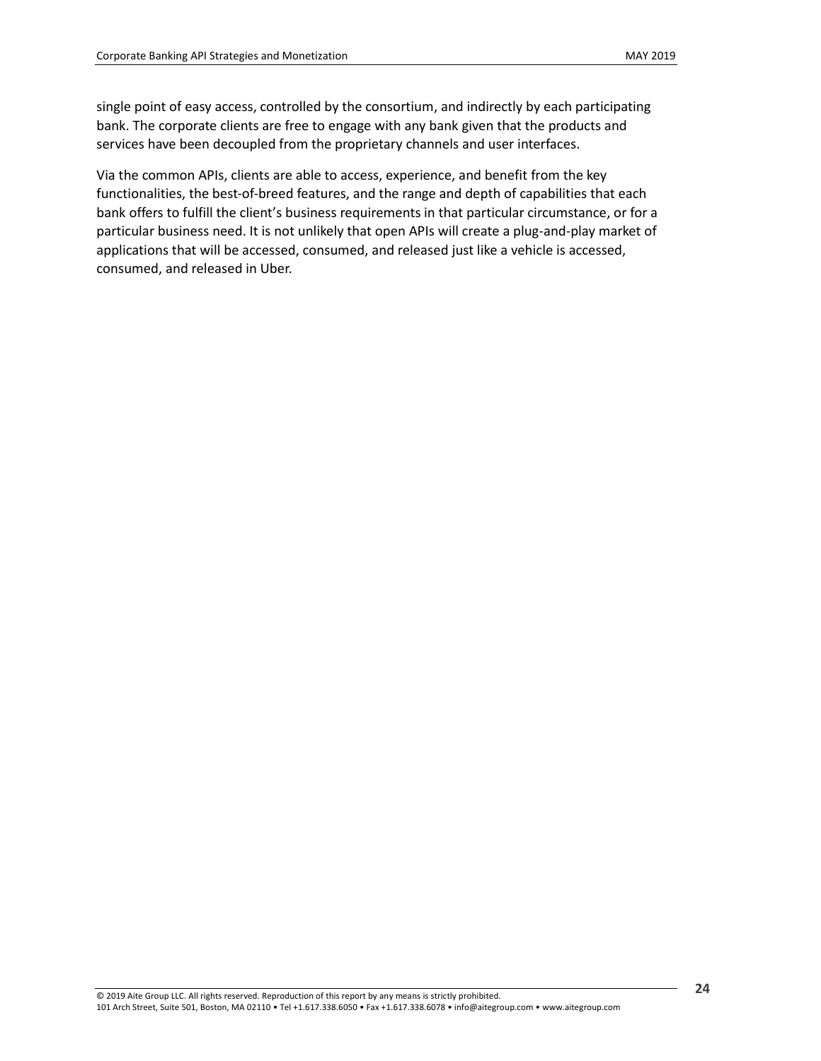single point of easy access, controlled by the consortium, and indirectly by each participating bank. The corporate clients are free to engage with any bank given that the products and services have been decoupled from the proprietary channels and user interfaces.

Via the common APIs, clients are able to access, experience, and benefit from the key functionalities, the best-of-breed features, and the range and depth of capabilities that each bank offers to fulfill the client's business requirements in that particular circumstance, or for a particular business need. It is not unlikely that open APIs will create a plug-and-play market of applications that will be accessed, consumed, and released just like a vehicle is accessed, consumed, and released in Uber.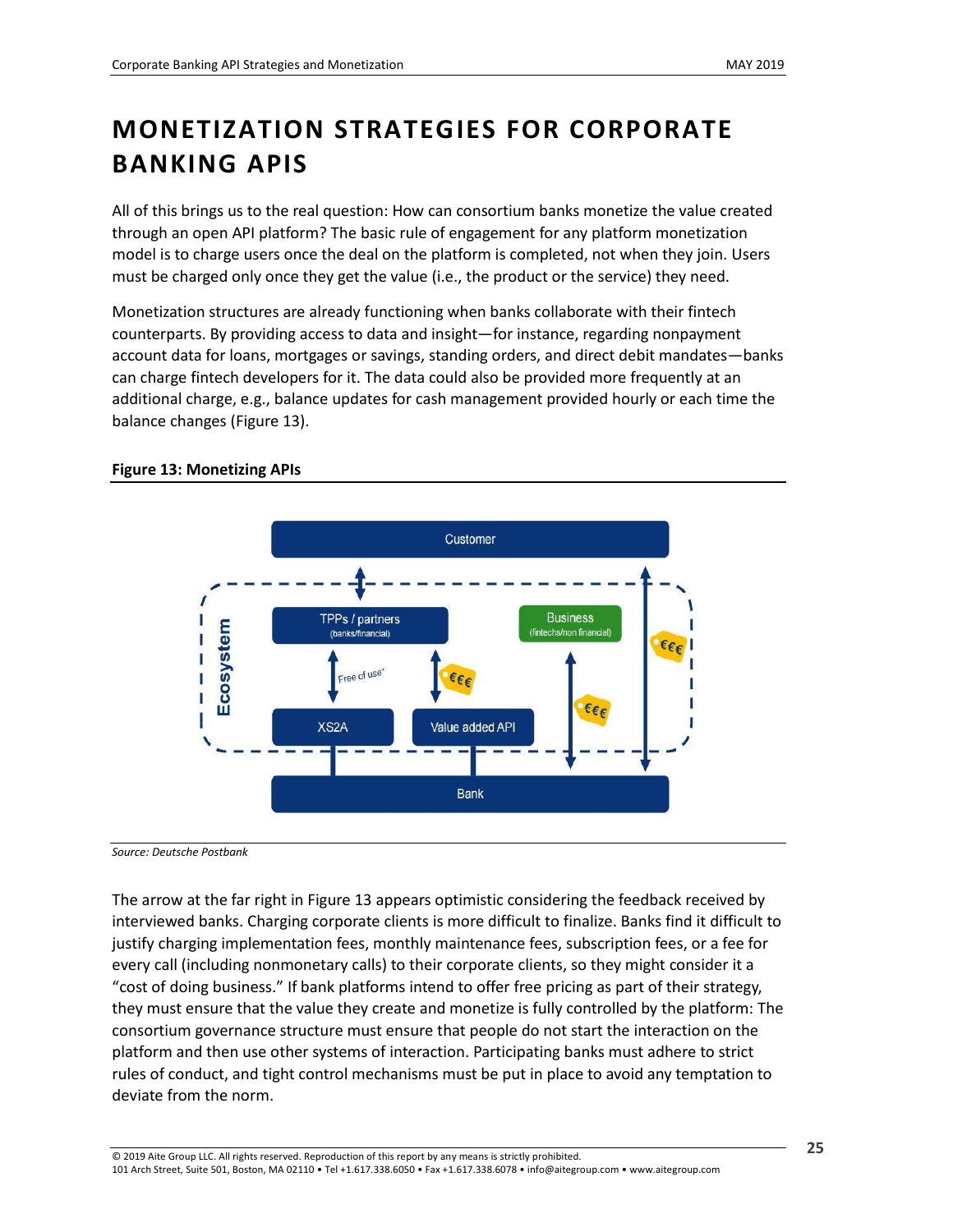# MONETIZATION STRATEGIES FOR CORPORATE BANKING APIS

All of this brings us to the real question: How can consortium banks monetize the value created through an open API platform? The basic rule of engagement for any platform monetization model is to charge users once the deal on the platform is completed, not when they join. Users must be charged only once they get the value (i.e., the product or the service) they need.

Monetization structures are already functioning when banks collaborate with their fintech counterparts. By providing access to data and insight—for instance, regarding nonpayment account data for loans, mortgages or savings, standing orders, and direct debit mandates—banks can charge fintech developers for it. The data could also be provided more frequently at an additional charge, e.g., balance updates for cash management provided hourly or each time the balance changes (Figure 13).

**Figure 13: Monetizing APIs**

*Source: Deutsche Postbank*

The arrow at the far right in Figure 13 appears optimistic considering the feedback received by interviewed banks. Charging corporate clients is more difficult to finalize. Banks find it difficult to justify charging implementation fees, monthly maintenance fees, subscription fees, or a fee for every call (including nonmonetary calls) to their corporate clients, so they might consider it a "cost of doing business." If bank platforms intend to offer free pricing as part of their strategy, they must ensure that the value they create and monetize is fully controlled by the platform: The consortium governance structure must ensure that people do not start the interaction on the platform and then use other systems of interaction. Participating banks must adhere to strict rules of conduct, and tight control mechanisms must be put in place to avoid any temptation to deviate from the norm.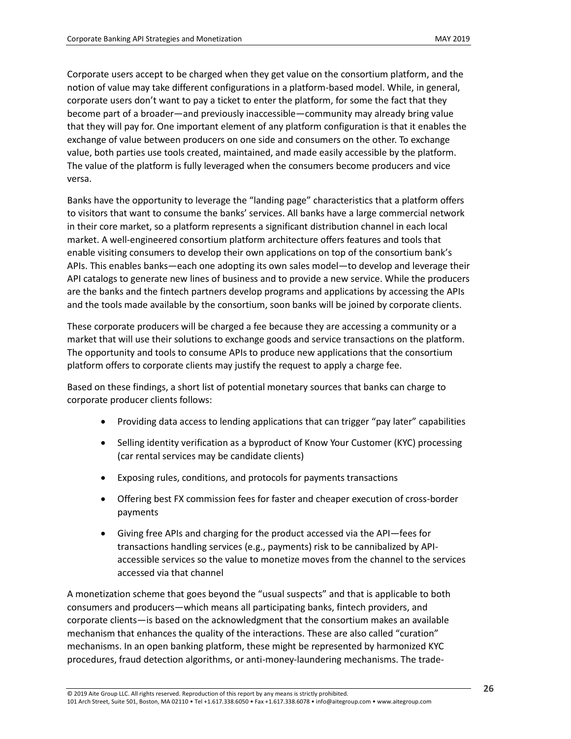Corporate users accept to be charged when they get value on the consortium platform, and the notion of value may take different configurations in a platform-based model. While, in general, corporate users don't want to pay a ticket to enter the platform, for some the fact that they become part of a broader—and previously inaccessible—community may already bring value that they will pay for. One important element of any platform configuration is that it enables the exchange of value between producers on one side and consumers on the other. To exchange value, both parties use tools created, maintained, and made easily accessible by the platform. The value of the platform is fully leveraged when the consumers become producers and vice versa.

Banks have the opportunity to leverage the "landing page" characteristics that a platform offers to visitors that want to consume the banks' services. All banks have a large commercial network in their core market, so a platform represents a significant distribution channel in each local market. A well-engineered consortium platform architecture offers features and tools that enable visiting consumers to develop their own applications on top of the consortium bank's APIs. This enables banks—each one adopting its own sales model—to develop and leverage their API catalogs to generate new lines of business and to provide a new service. While the producers are the banks and the fintech partners develop programs and applications by accessing the APIs and the tools made available by the consortium, soon banks will be joined by corporate clients.

These corporate producers will be charged a fee because they are accessing a community or a market that will use their solutions to exchange goods and service transactions on the platform. The opportunity and tools to consume APIs to produce new applications that the consortium platform offers to corporate clients may justify the request to apply a charge fee.

Based on these findings, a short list of potential monetary sources that banks can charge to corporate producer clients follows:

- Providing data access to lending applications that can trigger "pay later" capabilities
- Selling identity verification as a byproduct of Know Your Customer (KYC) processing (car rental services may be candidate clients)
- Exposing rules, conditions, and protocols for payments transactions
- Offering best FX commission fees for faster and cheaper execution of cross-border payments
- Giving free APIs and charging for the product accessed via the API—fees for transactions handling services (e.g., payments) risk to be cannibalized by API-accessible services so the value to monetize moves from the channel to the services accessed via that channel

A monetization scheme that goes beyond the "usual suspects" and that is applicable to both consumers and producers—which means all participating banks, fintech providers, and corporate clients—is based on the acknowledgment that the consortium makes an available mechanism that enhances the quality of the interactions. These are also called "curation" mechanisms. In an open banking platform, these might be represented by harmonized KYC procedures, fraud detection algorithms, or anti-money-laundering mechanisms. The trade-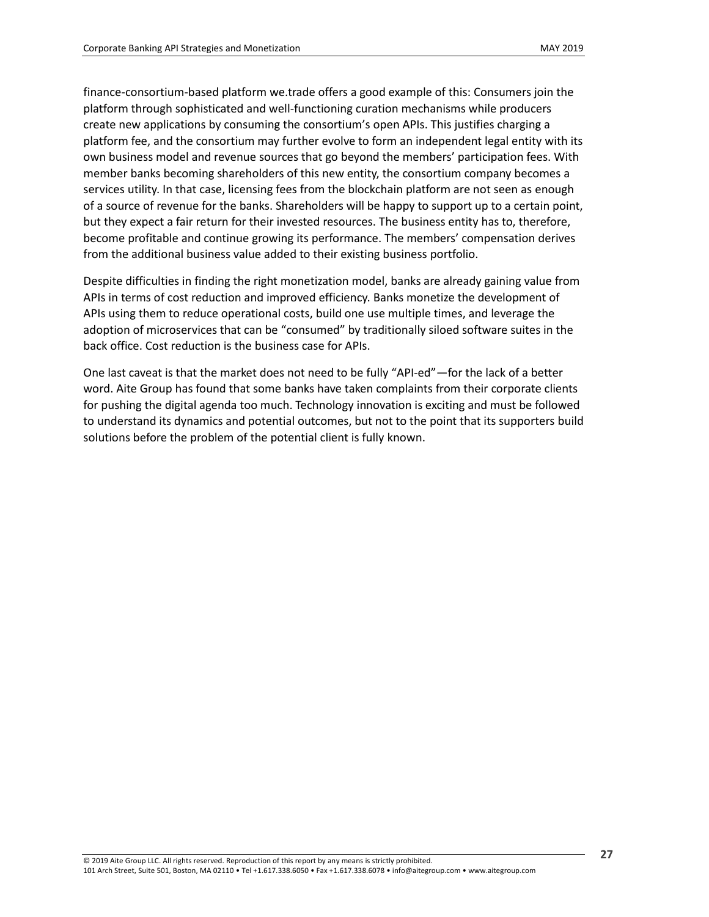finance-consortium-based platform we.trade offers a good example of this: Consumers join the platform through sophisticated and well-functioning curation mechanisms while producers create new applications by consuming the consortium's open APIs. This justifies charging a platform fee, and the consortium may further evolve to form an independent legal entity with its own business model and revenue sources that go beyond the members' participation fees. With member banks becoming shareholders of this new entity, the consortium company becomes a services utility. In that case, licensing fees from the blockchain platform are not seen as enough of a source of revenue for the banks. Shareholders will be happy to support up to a certain point, but they expect a fair return for their invested resources. The business entity has to, therefore, become profitable and continue growing its performance. The members' compensation derives from the additional business value added to their existing business portfolio.

Despite difficulties in finding the right monetization model, banks are already gaining value from APIs in terms of cost reduction and improved efficiency. Banks monetize the development of APIs using them to reduce operational costs, build one use multiple times, and leverage the adoption of microservices that can be "consumed" by traditionally siloed software suites in the back office. Cost reduction is the business case for APIs.

One last caveat is that the market does not need to be fully "API-ed"—for the lack of a better word. Aite Group has found that some banks have taken complaints from their corporate clients for pushing the digital agenda too much. Technology innovation is exciting and must be followed to understand its dynamics and potential outcomes, but not to the point that its supporters build solutions before the problem of the potential client is fully known.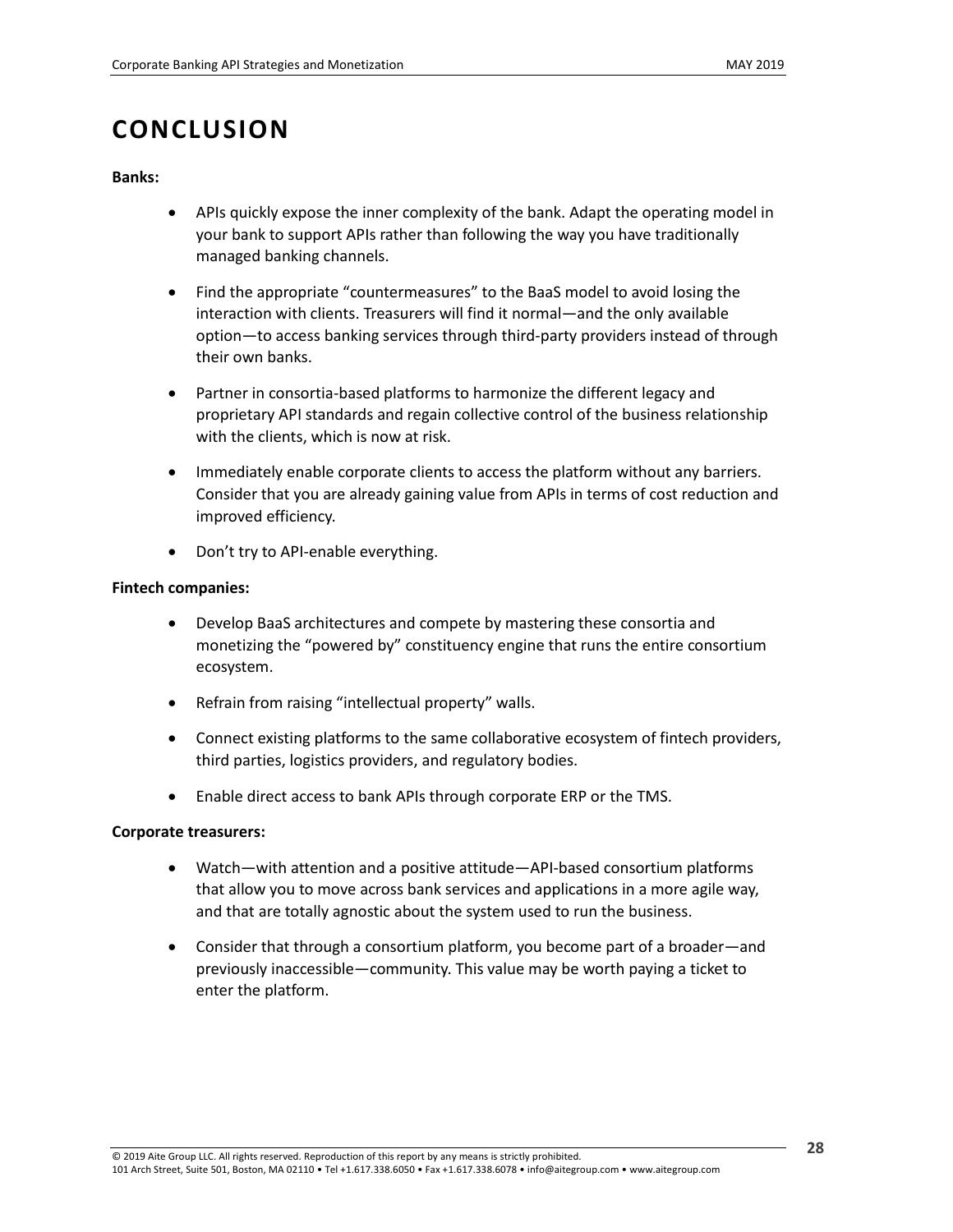# CONCLUSION

**Banks:**

- APIs quickly expose the inner complexity of the bank. Adapt the operating model in your bank to support APIs rather than following the way you have traditionally managed banking channels.
- Find the appropriate "countermeasures" to the BaaS model to avoid losing the interaction with clients. Treasurers will find it normal—and the only available option—to access banking services through third-party providers instead of through their own banks.
- Partner in consortia-based platforms to harmonize the different legacy and proprietary API standards and regain collective control of the business relationship with the clients, which is now at risk.
- Immediately enable corporate clients to access the platform without any barriers. Consider that you are already gaining value from APIs in terms of cost reduction and improved efficiency.
- Don't try to API-enable everything.

**Fintech companies:**

- Develop BaaS architectures and compete by mastering these consortia and monetizing the "powered by" constituency engine that runs the entire consortium ecosystem.
- Refrain from raising "intellectual property" walls.
- Connect existing platforms to the same collaborative ecosystem of fintech providers, third parties, logistics providers, and regulatory bodies.
- Enable direct access to bank APIs through corporate ERP or the TMS.

**Corporate treasurers:**

- Watch—with attention and a positive attitude—API-based consortium platforms that allow you to move across bank services and applications in a more agile way, and that are totally agnostic about the system used to run the business.
- Consider that through a consortium platform, you become part of a broader—and previously inaccessible—community. This value may be worth paying a ticket to enter the platform.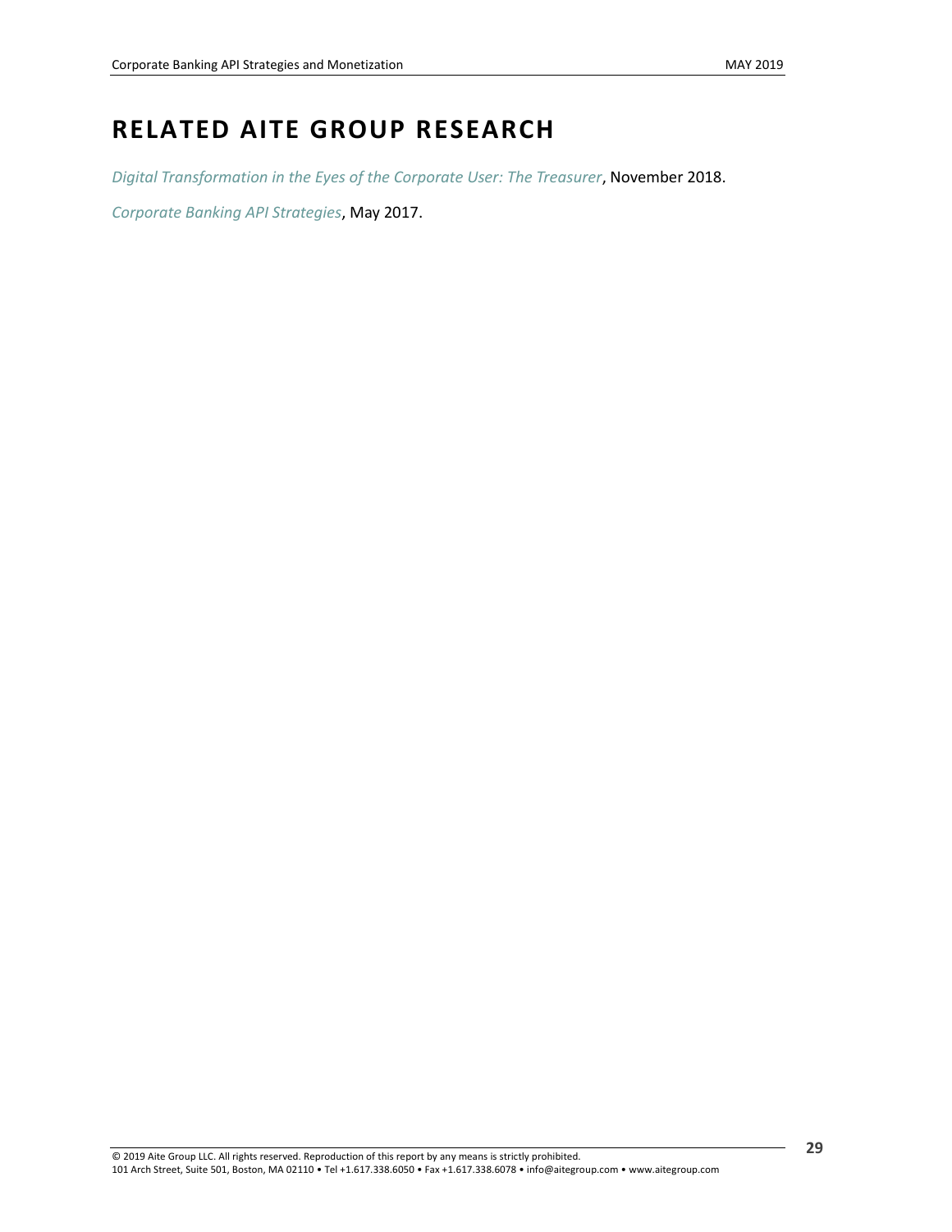# RELATED AITE GROUP RESEARCH

*Digital Transformation in the Eyes of the Corporate User: The Treasurer*, November 2018.

*Corporate Banking API Strategies*, May 2017.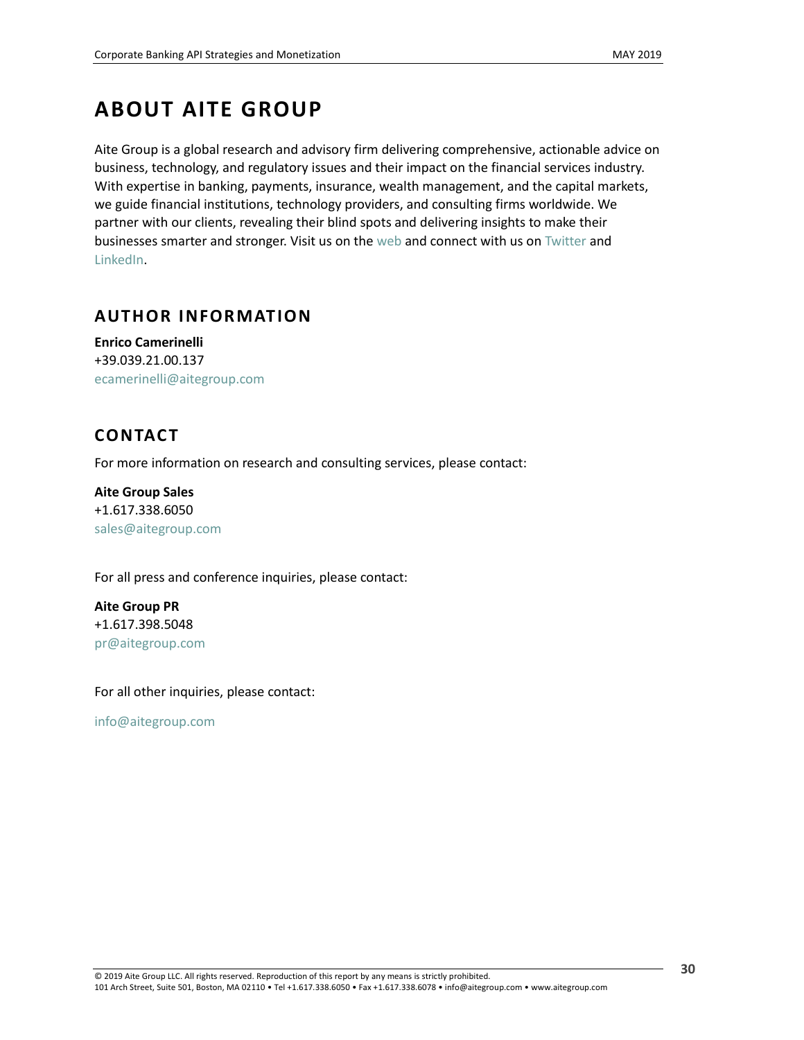# ABOUT AITE GROUP

Aite Group is a global research and advisory firm delivering comprehensive, actionable advice on business, technology, and regulatory issues and their impact on the financial services industry. With expertise in banking, payments, insurance, wealth management, and the capital markets, we guide financial institutions, technology providers, and consulting firms worldwide. We partner with our clients, revealing their blind spots and delivering insights to make their businesses smarter and stronger. Visit us on the web and connect with us on Twitter and LinkedIn.

## AUTHOR INFORMATION

**Enrico Camerinelli**
+39.039.21.00.137
ecamerinelli@aitegroup.com

## CONTACT

For more information on research and consulting services, please contact:

**Aite Group Sales**
+1.617.338.6050
sales@aitegroup.com

For all press and conference inquiries, please contact:

**Aite Group PR**
+1.617.398.5048
pr@aitegroup.com

For all other inquiries, please contact:

info@aitegroup.com